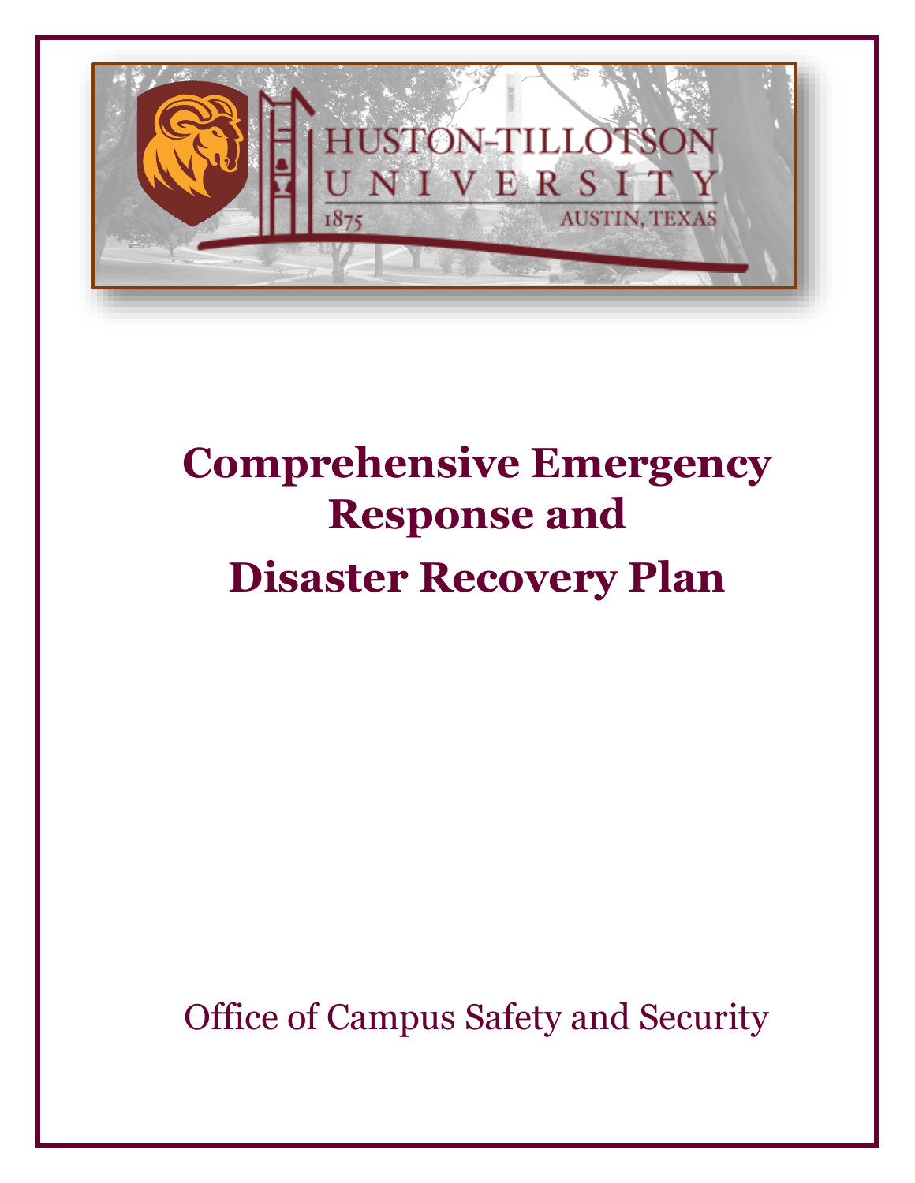HUSTON-TILLOTSON UNIVERSITY

1875 AUSTIN, TEXAS

# Comprehensive Emergency Response and Disaster Recovery Plan

Office of Campus Safety and Security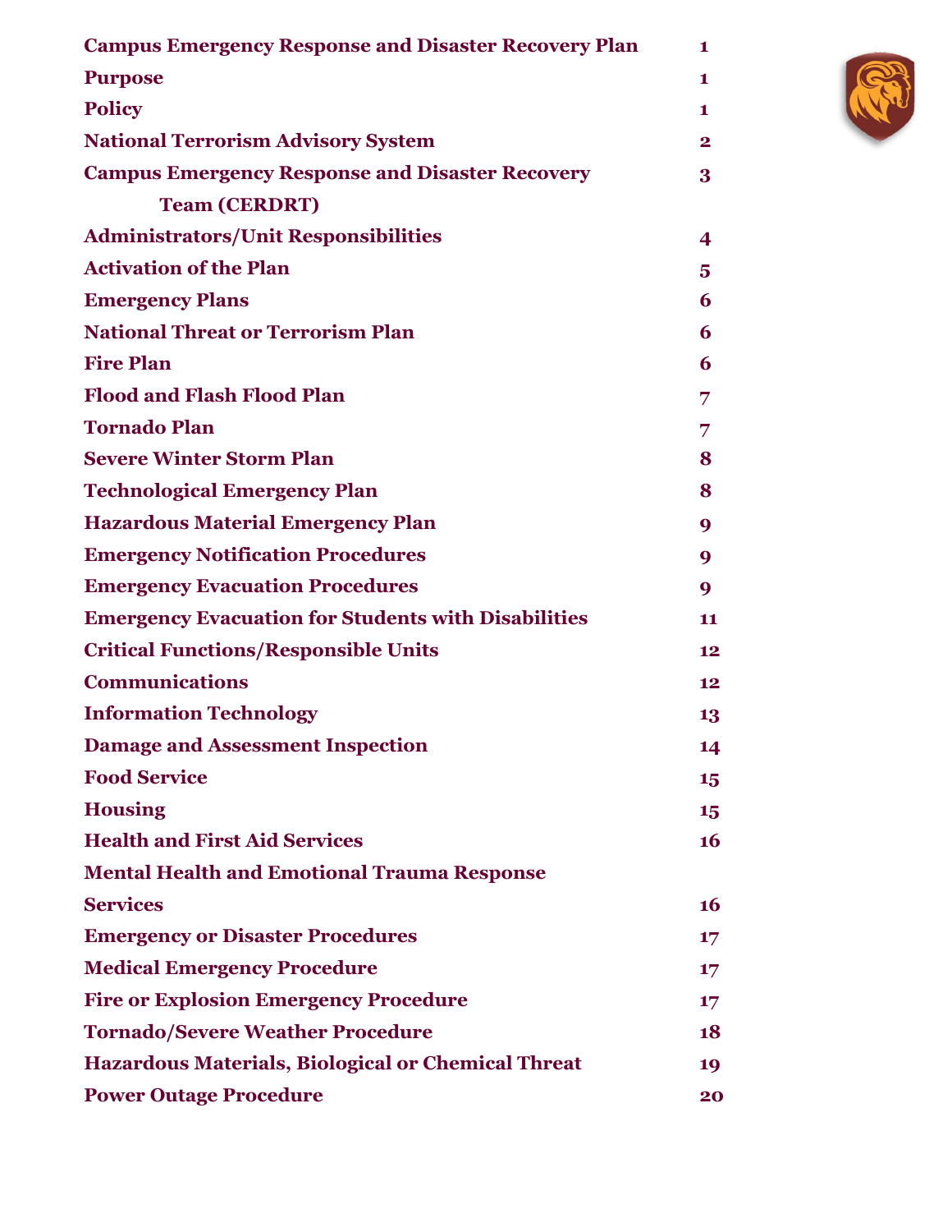| | |
|---|---|
| **Campus Emergency Response and Disaster Recovery Plan** | **1** |
| **Purpose** | **1** |
| **Policy** | **1** |
| **National Terrorism Advisory System** | **2** |
| **Campus Emergency Response and Disaster Recovery Team (CERDRT)** | **3** |
| **Administrators/Unit Responsibilities** | **4** |
| **Activation of the Plan** | **5** |
| **Emergency Plans** | **6** |
| **National Threat or Terrorism Plan** | **6** |
| **Fire Plan** | **6** |
| **Flood and Flash Flood Plan** | **7** |
| **Tornado Plan** | **7** |
| **Severe Winter Storm Plan** | **8** |
| **Technological Emergency Plan** | **8** |
| **Hazardous Material Emergency Plan** | **9** |
| **Emergency Notification Procedures** | **9** |
| **Emergency Evacuation Procedures** | **9** |
| **Emergency Evacuation for Students with Disabilities** | **11** |
| **Critical Functions/Responsible Units** | **12** |
| **Communications** | **12** |
| **Information Technology** | **13** |
| **Damage and Assessment Inspection** | **14** |
| **Food Service** | **15** |
| **Housing** | **15** |
| **Health and First Aid Services** | **16** |
| **Mental Health and Emotional Trauma Response Services** | **16** |
| **Emergency or Disaster Procedures** | **17** |
| **Medical Emergency Procedure** | **17** |
| **Fire or Explosion Emergency Procedure** | **17** |
| **Tornado/Severe Weather Procedure** | **18** |
| **Hazardous Materials, Biological or Chemical Threat** | **19** |
| **Power Outage Procedure** | **20** |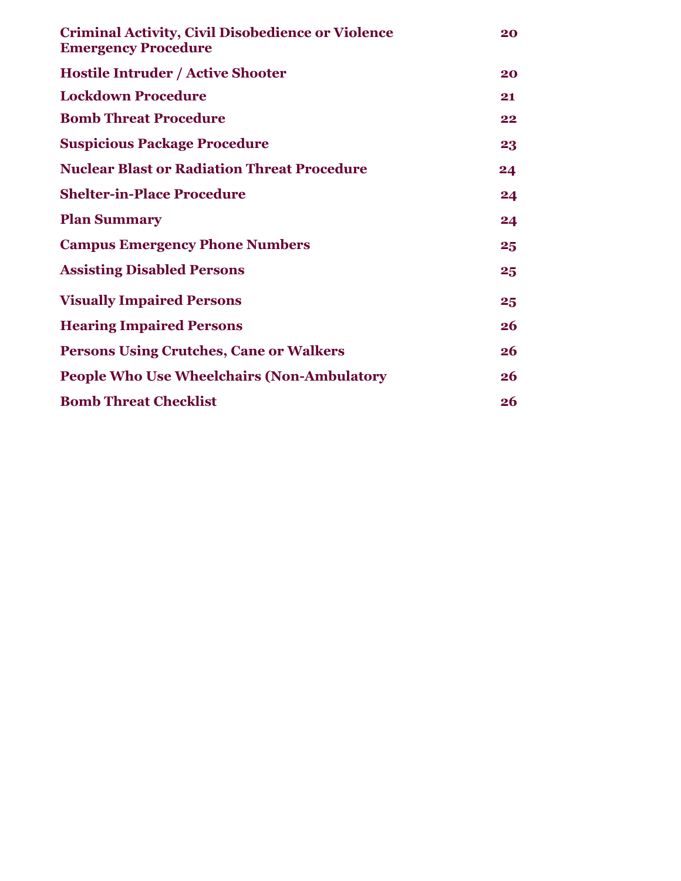| | |
|---|---|
| **Criminal Activity, Civil Disobedience or Violence Emergency Procedure** | **20** |
| **Hostile Intruder / Active Shooter** | **20** |
| **Lockdown Procedure** | **21** |
| **Bomb Threat Procedure** | **22** |
| **Suspicious Package Procedure** | **23** |
| **Nuclear Blast or Radiation Threat Procedure** | **24** |
| **Shelter-in-Place Procedure** | **24** |
| **Plan Summary** | **24** |
| **Campus Emergency Phone Numbers** | **25** |
| **Assisting Disabled Persons** | **25** |
| **Visually Impaired Persons** | **25** |
| **Hearing Impaired Persons** | **26** |
| **Persons Using Crutches, Cane or Walkers** | **26** |
| **People Who Use Wheelchairs (Non-Ambulatory** | **26** |
| **Bomb Threat Checklist** | **26** |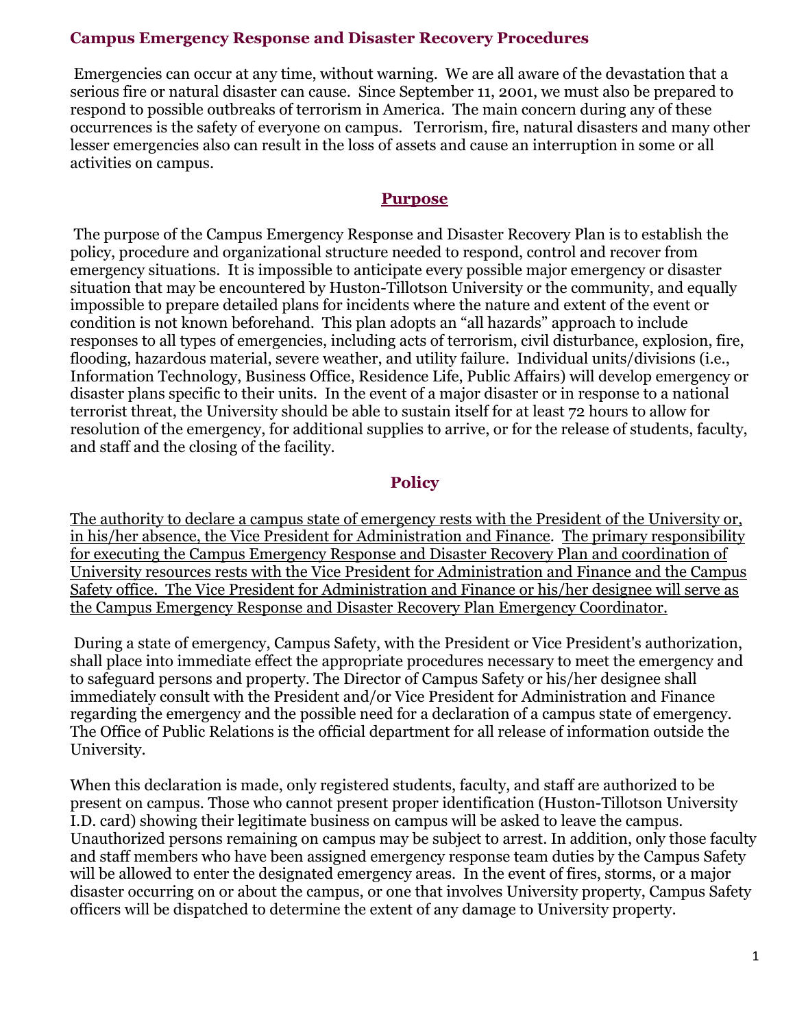## Campus Emergency Response and Disaster Recovery Procedures

Emergencies can occur at any time, without warning. We are all aware of the devastation that a serious fire or natural disaster can cause. Since September 11, 2001, we must also be prepared to respond to possible outbreaks of terrorism in America. The main concern during any of these occurrences is the safety of everyone on campus. Terrorism, fire, natural disasters and many other lesser emergencies also can result in the loss of assets and cause an interruption in some or all activities on campus.

### Purpose

The purpose of the Campus Emergency Response and Disaster Recovery Plan is to establish the policy, procedure and organizational structure needed to respond, control and recover from emergency situations. It is impossible to anticipate every possible major emergency or disaster situation that may be encountered by Huston-Tillotson University or the community, and equally impossible to prepare detailed plans for incidents where the nature and extent of the event or condition is not known beforehand. This plan adopts an "all hazards" approach to include responses to all types of emergencies, including acts of terrorism, civil disturbance, explosion, fire, flooding, hazardous material, severe weather, and utility failure. Individual units/divisions (i.e., Information Technology, Business Office, Residence Life, Public Affairs) will develop emergency or disaster plans specific to their units. In the event of a major disaster or in response to a national terrorist threat, the University should be able to sustain itself for at least 72 hours to allow for resolution of the emergency, for additional supplies to arrive, or for the release of students, faculty, and staff and the closing of the facility.

### Policy

<u>The authority to declare a campus state of emergency rests with the President of the University or, in his/her absence, the Vice President for Administration and Finance.</u> <u>The primary responsibility for executing the Campus Emergency Response and Disaster Recovery Plan and coordination of University resources rests with the Vice President for Administration and Finance and the Campus Safety office. The Vice President for Administration and Finance or his/her designee will serve as the Campus Emergency Response and Disaster Recovery Plan Emergency Coordinator.</u>

During a state of emergency, Campus Safety, with the President or Vice President's authorization, shall place into immediate effect the appropriate procedures necessary to meet the emergency and to safeguard persons and property. The Director of Campus Safety or his/her designee shall immediately consult with the President and/or Vice President for Administration and Finance regarding the emergency and the possible need for a declaration of a campus state of emergency. The Office of Public Relations is the official department for all release of information outside the University.

When this declaration is made, only registered students, faculty, and staff are authorized to be present on campus. Those who cannot present proper identification (Huston-Tillotson University I.D. card) showing their legitimate business on campus will be asked to leave the campus. Unauthorized persons remaining on campus may be subject to arrest. In addition, only those faculty and staff members who have been assigned emergency response team duties by the Campus Safety will be allowed to enter the designated emergency areas. In the event of fires, storms, or a major disaster occurring on or about the campus, or one that involves University property, Campus Safety officers will be dispatched to determine the extent of any damage to University property.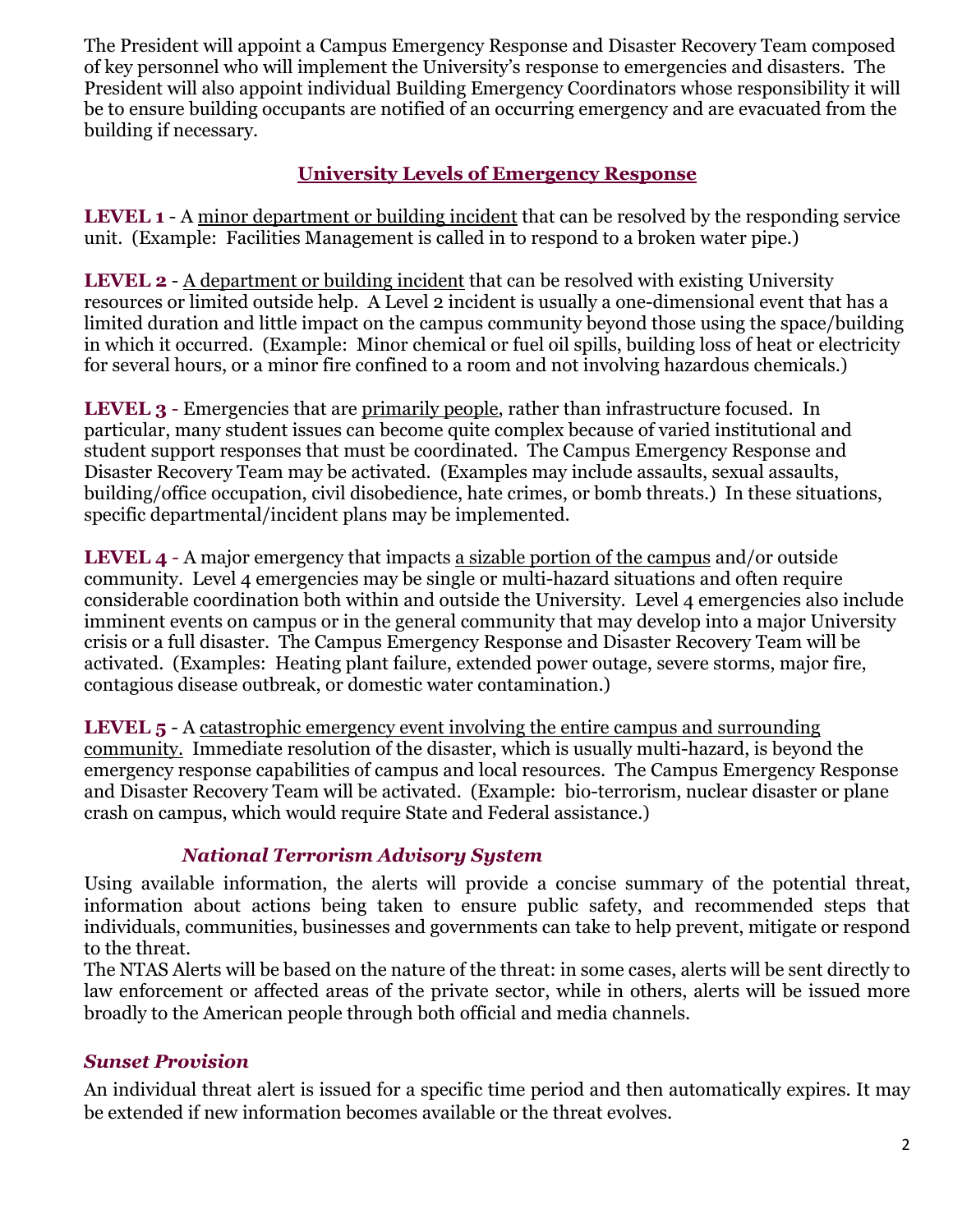The President will appoint a Campus Emergency Response and Disaster Recovery Team composed of key personnel who will implement the University's response to emergencies and disasters. The President will also appoint individual Building Emergency Coordinators whose responsibility it will be to ensure building occupants are notified of an occurring emergency and are evacuated from the building if necessary.

## University Levels of Emergency Response

**LEVEL 1** - A minor department or building incident that can be resolved by the responding service unit. (Example: Facilities Management is called in to respond to a broken water pipe.)

**LEVEL 2** - A department or building incident that can be resolved with existing University resources or limited outside help. A Level 2 incident is usually a one-dimensional event that has a limited duration and little impact on the campus community beyond those using the space/building in which it occurred. (Example: Minor chemical or fuel oil spills, building loss of heat or electricity for several hours, or a minor fire confined to a room and not involving hazardous chemicals.)

**LEVEL 3** - Emergencies that are primarily people, rather than infrastructure focused. In particular, many student issues can become quite complex because of varied institutional and student support responses that must be coordinated. The Campus Emergency Response and Disaster Recovery Team may be activated. (Examples may include assaults, sexual assaults, building/office occupation, civil disobedience, hate crimes, or bomb threats.) In these situations, specific departmental/incident plans may be implemented.

**LEVEL 4** - A major emergency that impacts a sizable portion of the campus and/or outside community. Level 4 emergencies may be single or multi-hazard situations and often require considerable coordination both within and outside the University. Level 4 emergencies also include imminent events on campus or in the general community that may develop into a major University crisis or a full disaster. The Campus Emergency Response and Disaster Recovery Team will be activated. (Examples: Heating plant failure, extended power outage, severe storms, major fire, contagious disease outbreak, or domestic water contamination.)

**LEVEL 5** - A catastrophic emergency event involving the entire campus and surrounding community. Immediate resolution of the disaster, which is usually multi-hazard, is beyond the emergency response capabilities of campus and local resources. The Campus Emergency Response and Disaster Recovery Team will be activated. (Example: bio-terrorism, nuclear disaster or plane crash on campus, which would require State and Federal assistance.)

### *National Terrorism Advisory System*

Using available information, the alerts will provide a concise summary of the potential threat, information about actions being taken to ensure public safety, and recommended steps that individuals, communities, businesses and governments can take to help prevent, mitigate or respond to the threat.

The NTAS Alerts will be based on the nature of the threat: in some cases, alerts will be sent directly to law enforcement or affected areas of the private sector, while in others, alerts will be issued more broadly to the American people through both official and media channels.

### *Sunset Provision*

An individual threat alert is issued for a specific time period and then automatically expires. It may be extended if new information becomes available or the threat evolves.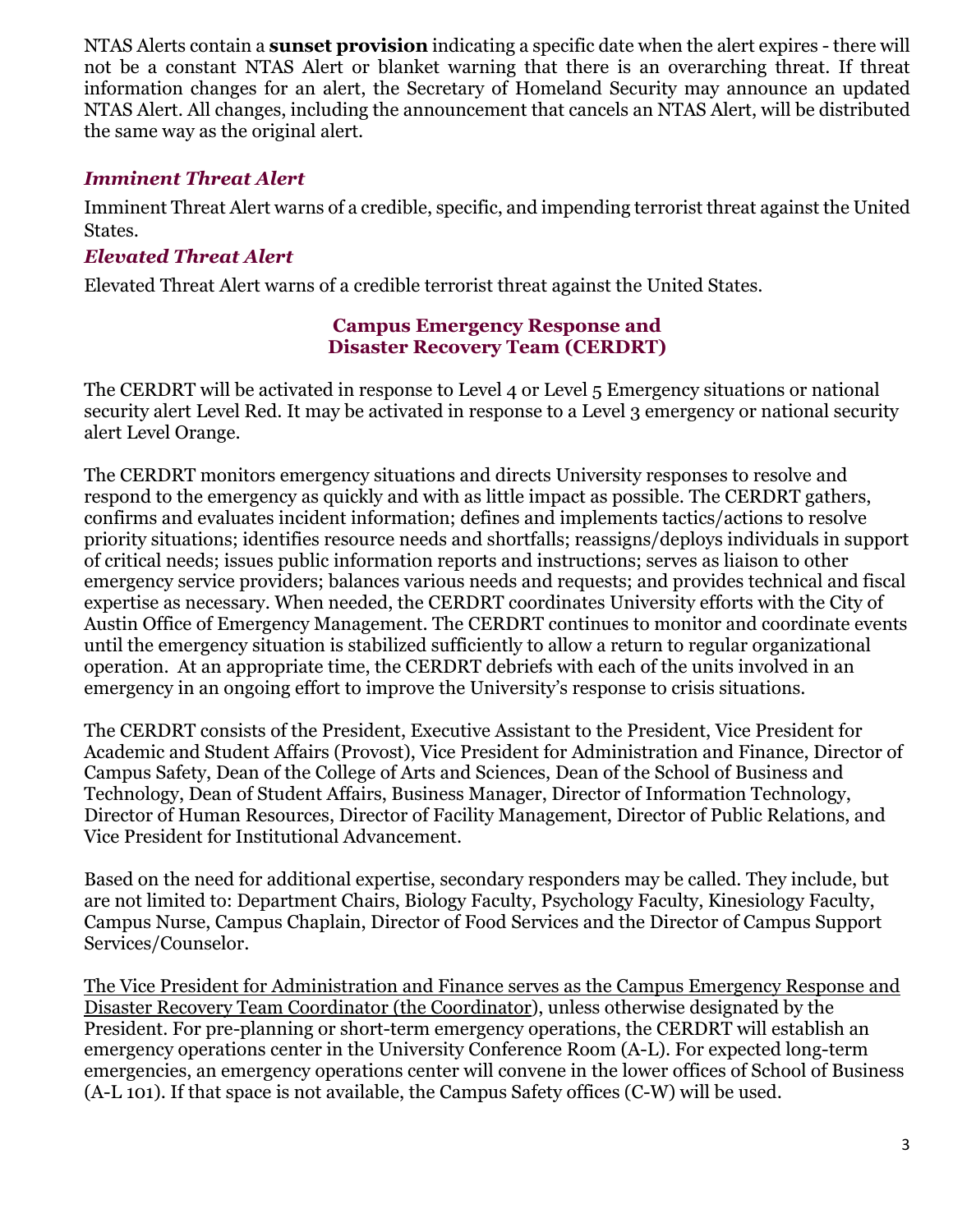NTAS Alerts contain a **sunset provision** indicating a specific date when the alert expires - there will not be a constant NTAS Alert or blanket warning that there is an overarching threat. If threat information changes for an alert, the Secretary of Homeland Security may announce an updated NTAS Alert. All changes, including the announcement that cancels an NTAS Alert, will be distributed the same way as the original alert.

### *Imminent Threat Alert*

Imminent Threat Alert warns of a credible, specific, and impending terrorist threat against the United States.

### *Elevated Threat Alert*

Elevated Threat Alert warns of a credible terrorist threat against the United States.

## Campus Emergency Response and Disaster Recovery Team (CERDRT)

The CERDRT will be activated in response to Level 4 or Level 5 Emergency situations or national security alert Level Red. It may be activated in response to a Level 3 emergency or national security alert Level Orange.

The CERDRT monitors emergency situations and directs University responses to resolve and respond to the emergency as quickly and with as little impact as possible. The CERDRT gathers, confirms and evaluates incident information; defines and implements tactics/actions to resolve priority situations; identifies resource needs and shortfalls; reassigns/deploys individuals in support of critical needs; issues public information reports and instructions; serves as liaison to other emergency service providers; balances various needs and requests; and provides technical and fiscal expertise as necessary. When needed, the CERDRT coordinates University efforts with the City of Austin Office of Emergency Management. The CERDRT continues to monitor and coordinate events until the emergency situation is stabilized sufficiently to allow a return to regular organizational operation. At an appropriate time, the CERDRT debriefs with each of the units involved in an emergency in an ongoing effort to improve the University's response to crisis situations.

The CERDRT consists of the President, Executive Assistant to the President, Vice President for Academic and Student Affairs (Provost), Vice President for Administration and Finance, Director of Campus Safety, Dean of the College of Arts and Sciences, Dean of the School of Business and Technology, Dean of Student Affairs, Business Manager, Director of Information Technology, Director of Human Resources, Director of Facility Management, Director of Public Relations, and Vice President for Institutional Advancement.

Based on the need for additional expertise, secondary responders may be called. They include, but are not limited to: Department Chairs, Biology Faculty, Psychology Faculty, Kinesiology Faculty, Campus Nurse, Campus Chaplain, Director of Food Services and the Director of Campus Support Services/Counselor.

<u>The Vice President for Administration and Finance serves as the Campus Emergency Response and Disaster Recovery Team Coordinator (the Coordinator)</u>, unless otherwise designated by the President. For pre-planning or short-term emergency operations, the CERDRT will establish an emergency operations center in the University Conference Room (A-L). For expected long-term emergencies, an emergency operations center will convene in the lower offices of School of Business (A-L 101). If that space is not available, the Campus Safety offices (C-W) will be used.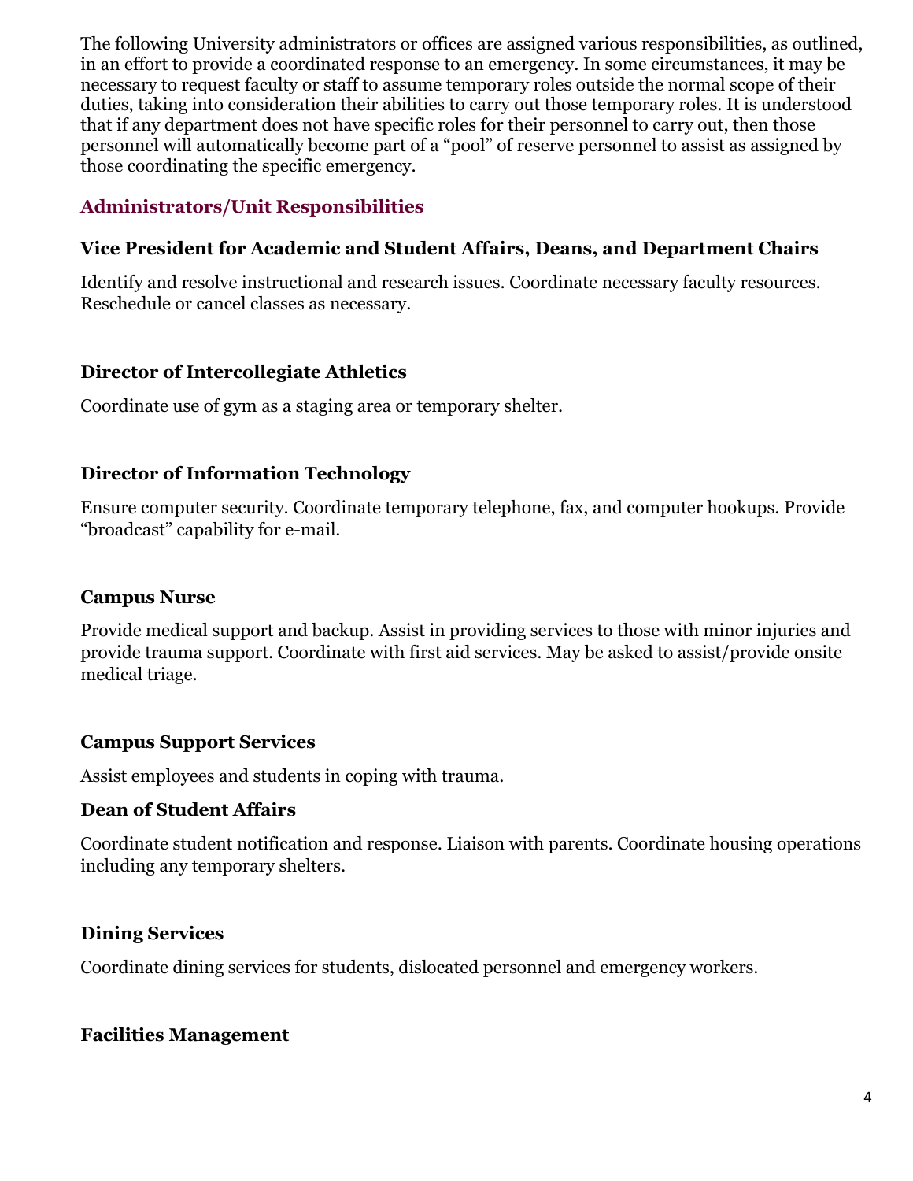The following University administrators or offices are assigned various responsibilities, as outlined, in an effort to provide a coordinated response to an emergency. In some circumstances, it may be necessary to request faculty or staff to assume temporary roles outside the normal scope of their duties, taking into consideration their abilities to carry out those temporary roles. It is understood that if any department does not have specific roles for their personnel to carry out, then those personnel will automatically become part of a "pool" of reserve personnel to assist as assigned by those coordinating the specific emergency.

## Administrators/Unit Responsibilities

### Vice President for Academic and Student Affairs, Deans, and Department Chairs

Identify and resolve instructional and research issues. Coordinate necessary faculty resources. Reschedule or cancel classes as necessary.

### Director of Intercollegiate Athletics

Coordinate use of gym as a staging area or temporary shelter.

### Director of Information Technology

Ensure computer security. Coordinate temporary telephone, fax, and computer hookups. Provide "broadcast" capability for e-mail.

### Campus Nurse

Provide medical support and backup. Assist in providing services to those with minor injuries and provide trauma support. Coordinate with first aid services. May be asked to assist/provide onsite medical triage.

### Campus Support Services

Assist employees and students in coping with trauma.

### Dean of Student Affairs

Coordinate student notification and response. Liaison with parents. Coordinate housing operations including any temporary shelters.

### Dining Services

Coordinate dining services for students, dislocated personnel and emergency workers.

### Facilities Management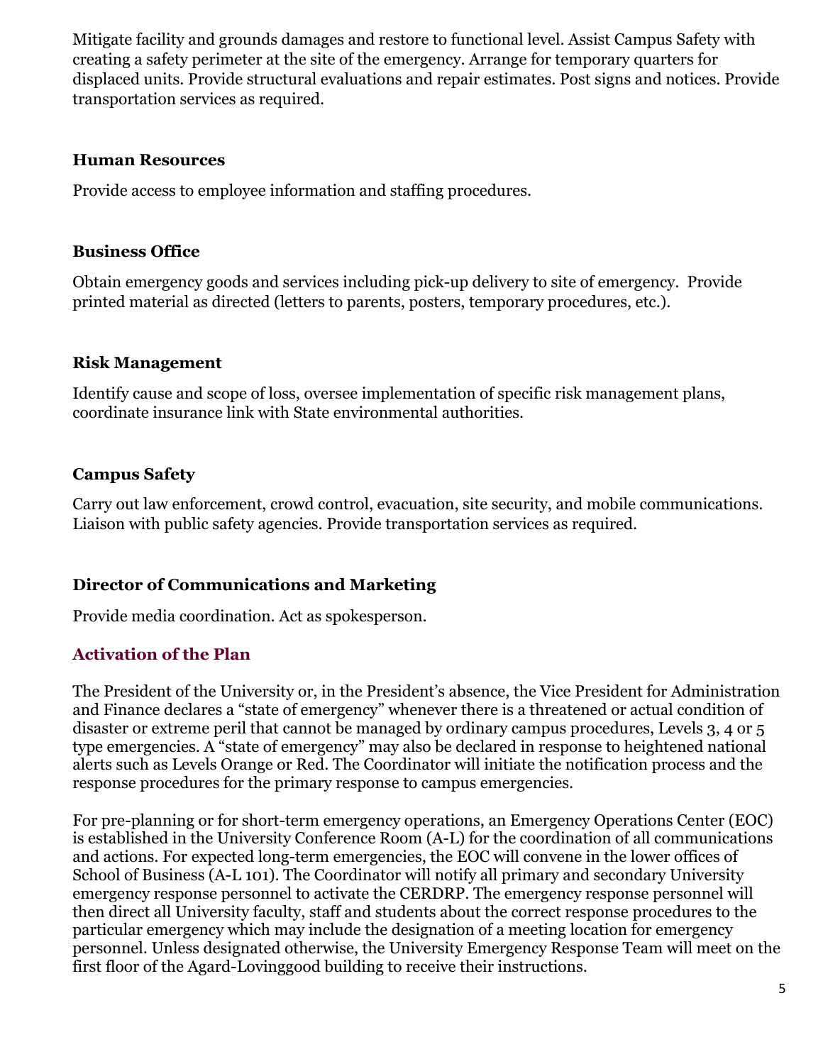Mitigate facility and grounds damages and restore to functional level. Assist Campus Safety with creating a safety perimeter at the site of the emergency. Arrange for temporary quarters for displaced units. Provide structural evaluations and repair estimates. Post signs and notices. Provide transportation services as required.

**Human Resources**

Provide access to employee information and staffing procedures.

**Business Office**

Obtain emergency goods and services including pick-up delivery to site of emergency. Provide printed material as directed (letters to parents, posters, temporary procedures, etc.).

**Risk Management**

Identify cause and scope of loss, oversee implementation of specific risk management plans, coordinate insurance link with State environmental authorities.

**Campus Safety**

Carry out law enforcement, crowd control, evacuation, site security, and mobile communications. Liaison with public safety agencies. Provide transportation services as required.

**Director of Communications and Marketing**

Provide media coordination. Act as spokesperson.

## Activation of the Plan

The President of the University or, in the President's absence, the Vice President for Administration and Finance declares a "state of emergency" whenever there is a threatened or actual condition of disaster or extreme peril that cannot be managed by ordinary campus procedures, Levels 3, 4 or 5 type emergencies. A "state of emergency" may also be declared in response to heightened national alerts such as Levels Orange or Red. The Coordinator will initiate the notification process and the response procedures for the primary response to campus emergencies.

For pre-planning or for short-term emergency operations, an Emergency Operations Center (EOC) is established in the University Conference Room (A-L) for the coordination of all communications and actions. For expected long-term emergencies, the EOC will convene in the lower offices of School of Business (A-L 101). The Coordinator will notify all primary and secondary University emergency response personnel to activate the CERDRP. The emergency response personnel will then direct all University faculty, staff and students about the correct response procedures to the particular emergency which may include the designation of a meeting location for emergency personnel. Unless designated otherwise, the University Emergency Response Team will meet on the first floor of the Agard-Lovinggood building to receive their instructions.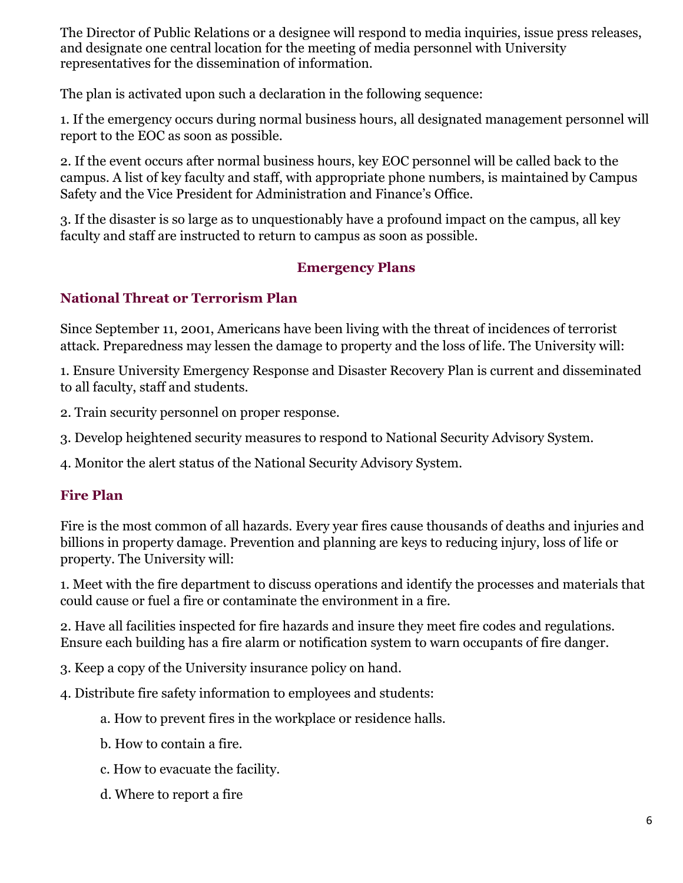The Director of Public Relations or a designee will respond to media inquiries, issue press releases, and designate one central location for the meeting of media personnel with University representatives for the dissemination of information.

The plan is activated upon such a declaration in the following sequence:

1. If the emergency occurs during normal business hours, all designated management personnel will report to the EOC as soon as possible.

2. If the event occurs after normal business hours, key EOC personnel will be called back to the campus. A list of key faculty and staff, with appropriate phone numbers, is maintained by Campus Safety and the Vice President for Administration and Finance's Office.

3. If the disaster is so large as to unquestionably have a profound impact on the campus, all key faculty and staff are instructed to return to campus as soon as possible.

## Emergency Plans

### National Threat or Terrorism Plan

Since September 11, 2001, Americans have been living with the threat of incidences of terrorist attack. Preparedness may lessen the damage to property and the loss of life. The University will:

1. Ensure University Emergency Response and Disaster Recovery Plan is current and disseminated to all faculty, staff and students.

2. Train security personnel on proper response.

3. Develop heightened security measures to respond to National Security Advisory System.

4. Monitor the alert status of the National Security Advisory System.

### Fire Plan

Fire is the most common of all hazards. Every year fires cause thousands of deaths and injuries and billions in property damage. Prevention and planning are keys to reducing injury, loss of life or property. The University will:

1. Meet with the fire department to discuss operations and identify the processes and materials that could cause or fuel a fire or contaminate the environment in a fire.

2. Have all facilities inspected for fire hazards and insure they meet fire codes and regulations. Ensure each building has a fire alarm or notification system to warn occupants of fire danger.

3. Keep a copy of the University insurance policy on hand.

4. Distribute fire safety information to employees and students:

    a. How to prevent fires in the workplace or residence halls.

    b. How to contain a fire.

    c. How to evacuate the facility.

    d. Where to report a fire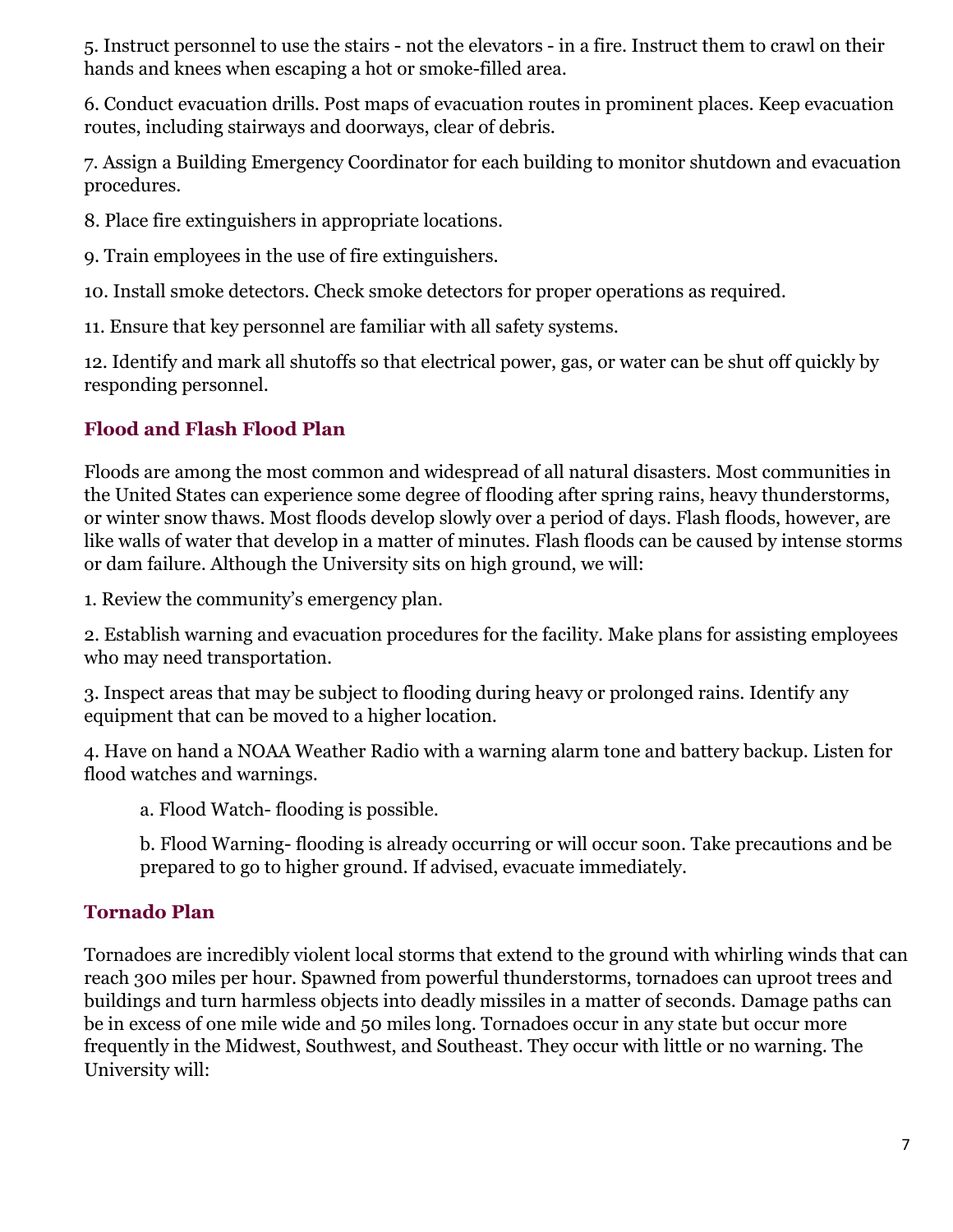5. Instruct personnel to use the stairs - not the elevators - in a fire. Instruct them to crawl on their hands and knees when escaping a hot or smoke-filled area.

6. Conduct evacuation drills. Post maps of evacuation routes in prominent places. Keep evacuation routes, including stairways and doorways, clear of debris.

7. Assign a Building Emergency Coordinator for each building to monitor shutdown and evacuation procedures.

8. Place fire extinguishers in appropriate locations.

9. Train employees in the use of fire extinguishers.

10. Install smoke detectors. Check smoke detectors for proper operations as required.

11. Ensure that key personnel are familiar with all safety systems.

12. Identify and mark all shutoffs so that electrical power, gas, or water can be shut off quickly by responding personnel.

### Flood and Flash Flood Plan

Floods are among the most common and widespread of all natural disasters. Most communities in the United States can experience some degree of flooding after spring rains, heavy thunderstorms, or winter snow thaws. Most floods develop slowly over a period of days. Flash floods, however, are like walls of water that develop in a matter of minutes. Flash floods can be caused by intense storms or dam failure. Although the University sits on high ground, we will:

1. Review the community's emergency plan.

2. Establish warning and evacuation procedures for the facility. Make plans for assisting employees who may need transportation.

3. Inspect areas that may be subject to flooding during heavy or prolonged rains. Identify any equipment that can be moved to a higher location.

4. Have on hand a NOAA Weather Radio with a warning alarm tone and battery backup. Listen for flood watches and warnings.

    a. Flood Watch- flooding is possible.

    b. Flood Warning- flooding is already occurring or will occur soon. Take precautions and be prepared to go to higher ground. If advised, evacuate immediately.

### Tornado Plan

Tornadoes are incredibly violent local storms that extend to the ground with whirling winds that can reach 300 miles per hour. Spawned from powerful thunderstorms, tornadoes can uproot trees and buildings and turn harmless objects into deadly missiles in a matter of seconds. Damage paths can be in excess of one mile wide and 50 miles long. Tornadoes occur in any state but occur more frequently in the Midwest, Southwest, and Southeast. They occur with little or no warning. The University will: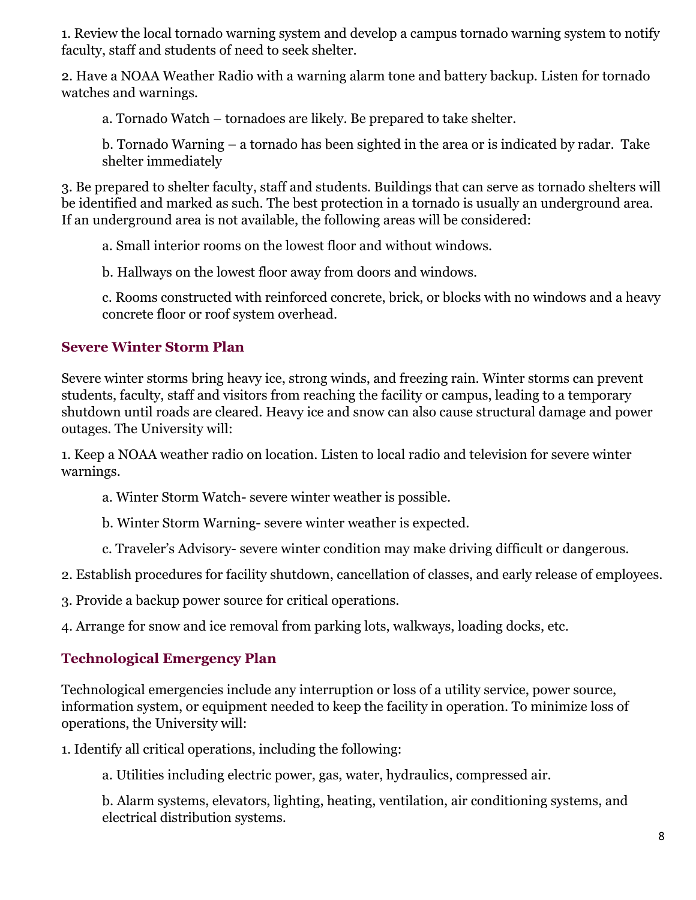1. Review the local tornado warning system and develop a campus tornado warning system to notify faculty, staff and students of need to seek shelter.

2. Have a NOAA Weather Radio with a warning alarm tone and battery backup. Listen for tornado watches and warnings.

   a. Tornado Watch – tornadoes are likely. Be prepared to take shelter.

   b. Tornado Warning – a tornado has been sighted in the area or is indicated by radar. Take shelter immediately

3. Be prepared to shelter faculty, staff and students. Buildings that can serve as tornado shelters will be identified and marked as such. The best protection in a tornado is usually an underground area. If an underground area is not available, the following areas will be considered:

   a. Small interior rooms on the lowest floor and without windows.

   b. Hallways on the lowest floor away from doors and windows.

   c. Rooms constructed with reinforced concrete, brick, or blocks with no windows and a heavy concrete floor or roof system overhead.

## Severe Winter Storm Plan

Severe winter storms bring heavy ice, strong winds, and freezing rain. Winter storms can prevent students, faculty, staff and visitors from reaching the facility or campus, leading to a temporary shutdown until roads are cleared. Heavy ice and snow can also cause structural damage and power outages. The University will:

1. Keep a NOAA weather radio on location. Listen to local radio and television for severe winter warnings.

   a. Winter Storm Watch- severe winter weather is possible.

   b. Winter Storm Warning- severe winter weather is expected.

   c. Traveler's Advisory- severe winter condition may make driving difficult or dangerous.

2. Establish procedures for facility shutdown, cancellation of classes, and early release of employees.

3. Provide a backup power source for critical operations.

4. Arrange for snow and ice removal from parking lots, walkways, loading docks, etc.

## Technological Emergency Plan

Technological emergencies include any interruption or loss of a utility service, power source, information system, or equipment needed to keep the facility in operation. To minimize loss of operations, the University will:

1. Identify all critical operations, including the following:

   a. Utilities including electric power, gas, water, hydraulics, compressed air.

   b. Alarm systems, elevators, lighting, heating, ventilation, air conditioning systems, and electrical distribution systems.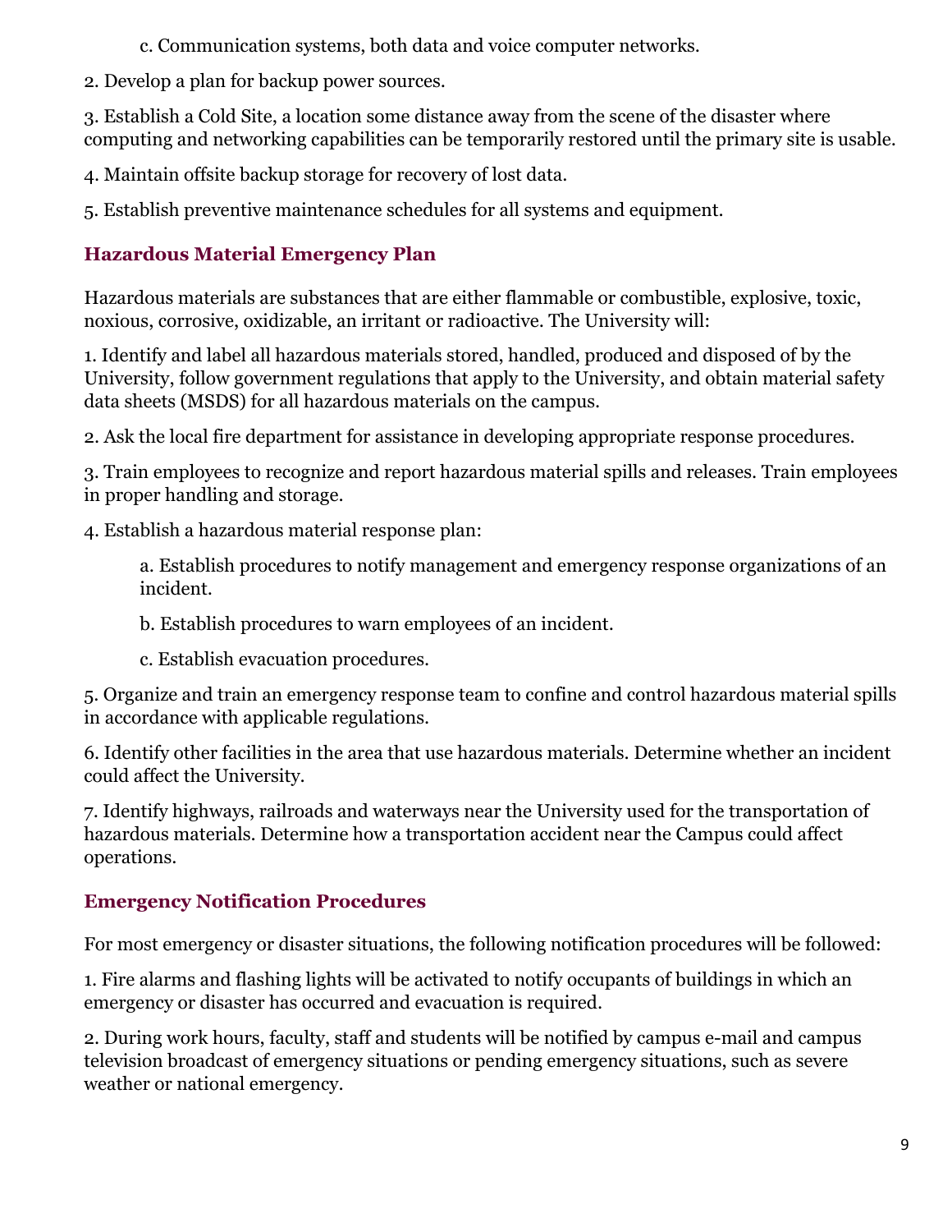c. Communication systems, both data and voice computer networks.

2. Develop a plan for backup power sources.

3. Establish a Cold Site, a location some distance away from the scene of the disaster where computing and networking capabilities can be temporarily restored until the primary site is usable.

4. Maintain offsite backup storage for recovery of lost data.

5. Establish preventive maintenance schedules for all systems and equipment.

### Hazardous Material Emergency Plan

Hazardous materials are substances that are either flammable or combustible, explosive, toxic, noxious, corrosive, oxidizable, an irritant or radioactive. The University will:

1. Identify and label all hazardous materials stored, handled, produced and disposed of by the University, follow government regulations that apply to the University, and obtain material safety data sheets (MSDS) for all hazardous materials on the campus.

2. Ask the local fire department for assistance in developing appropriate response procedures.

3. Train employees to recognize and report hazardous material spills and releases. Train employees in proper handling and storage.

4. Establish a hazardous material response plan:

   a. Establish procedures to notify management and emergency response organizations of an incident.

   b. Establish procedures to warn employees of an incident.

   c. Establish evacuation procedures.

5. Organize and train an emergency response team to confine and control hazardous material spills in accordance with applicable regulations.

6. Identify other facilities in the area that use hazardous materials. Determine whether an incident could affect the University.

7. Identify highways, railroads and waterways near the University used for the transportation of hazardous materials. Determine how a transportation accident near the Campus could affect operations.

### Emergency Notification Procedures

For most emergency or disaster situations, the following notification procedures will be followed:

1. Fire alarms and flashing lights will be activated to notify occupants of buildings in which an emergency or disaster has occurred and evacuation is required.

2. During work hours, faculty, staff and students will be notified by campus e-mail and campus television broadcast of emergency situations or pending emergency situations, such as severe weather or national emergency.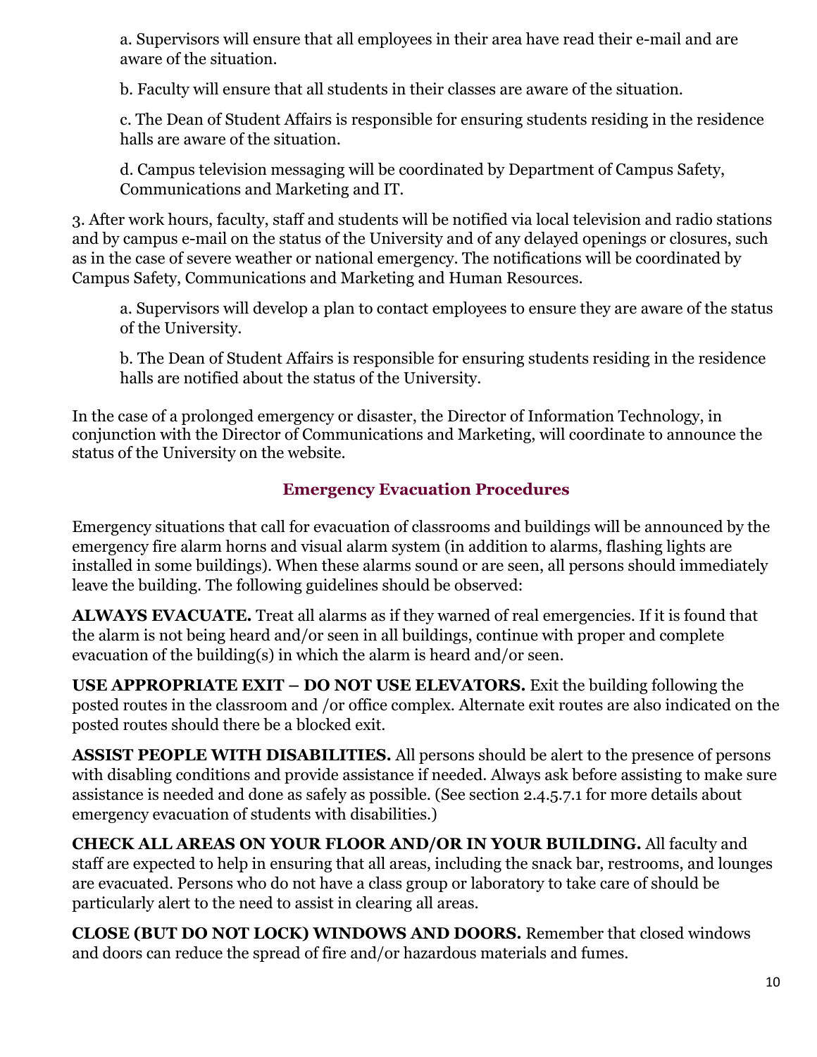a. Supervisors will ensure that all employees in their area have read their e-mail and are aware of the situation.

b. Faculty will ensure that all students in their classes are aware of the situation.

c. The Dean of Student Affairs is responsible for ensuring students residing in the residence halls are aware of the situation.

d. Campus television messaging will be coordinated by Department of Campus Safety, Communications and Marketing and IT.

3. After work hours, faculty, staff and students will be notified via local television and radio stations and by campus e-mail on the status of the University and of any delayed openings or closures, such as in the case of severe weather or national emergency. The notifications will be coordinated by Campus Safety, Communications and Marketing and Human Resources.

a. Supervisors will develop a plan to contact employees to ensure they are aware of the status of the University.

b. The Dean of Student Affairs is responsible for ensuring students residing in the residence halls are notified about the status of the University.

In the case of a prolonged emergency or disaster, the Director of Information Technology, in conjunction with the Director of Communications and Marketing, will coordinate to announce the status of the University on the website.

## Emergency Evacuation Procedures

Emergency situations that call for evacuation of classrooms and buildings will be announced by the emergency fire alarm horns and visual alarm system (in addition to alarms, flashing lights are installed in some buildings). When these alarms sound or are seen, all persons should immediately leave the building. The following guidelines should be observed:

**ALWAYS EVACUATE.** Treat all alarms as if they warned of real emergencies. If it is found that the alarm is not being heard and/or seen in all buildings, continue with proper and complete evacuation of the building(s) in which the alarm is heard and/or seen.

**USE APPROPRIATE EXIT – DO NOT USE ELEVATORS.** Exit the building following the posted routes in the classroom and /or office complex. Alternate exit routes are also indicated on the posted routes should there be a blocked exit.

**ASSIST PEOPLE WITH DISABILITIES.** All persons should be alert to the presence of persons with disabling conditions and provide assistance if needed. Always ask before assisting to make sure assistance is needed and done as safely as possible. (See section 2.4.5.7.1 for more details about emergency evacuation of students with disabilities.)

**CHECK ALL AREAS ON YOUR FLOOR AND/OR IN YOUR BUILDING.** All faculty and staff are expected to help in ensuring that all areas, including the snack bar, restrooms, and lounges are evacuated. Persons who do not have a class group or laboratory to take care of should be particularly alert to the need to assist in clearing all areas.

**CLOSE (BUT DO NOT LOCK) WINDOWS AND DOORS.** Remember that closed windows and doors can reduce the spread of fire and/or hazardous materials and fumes.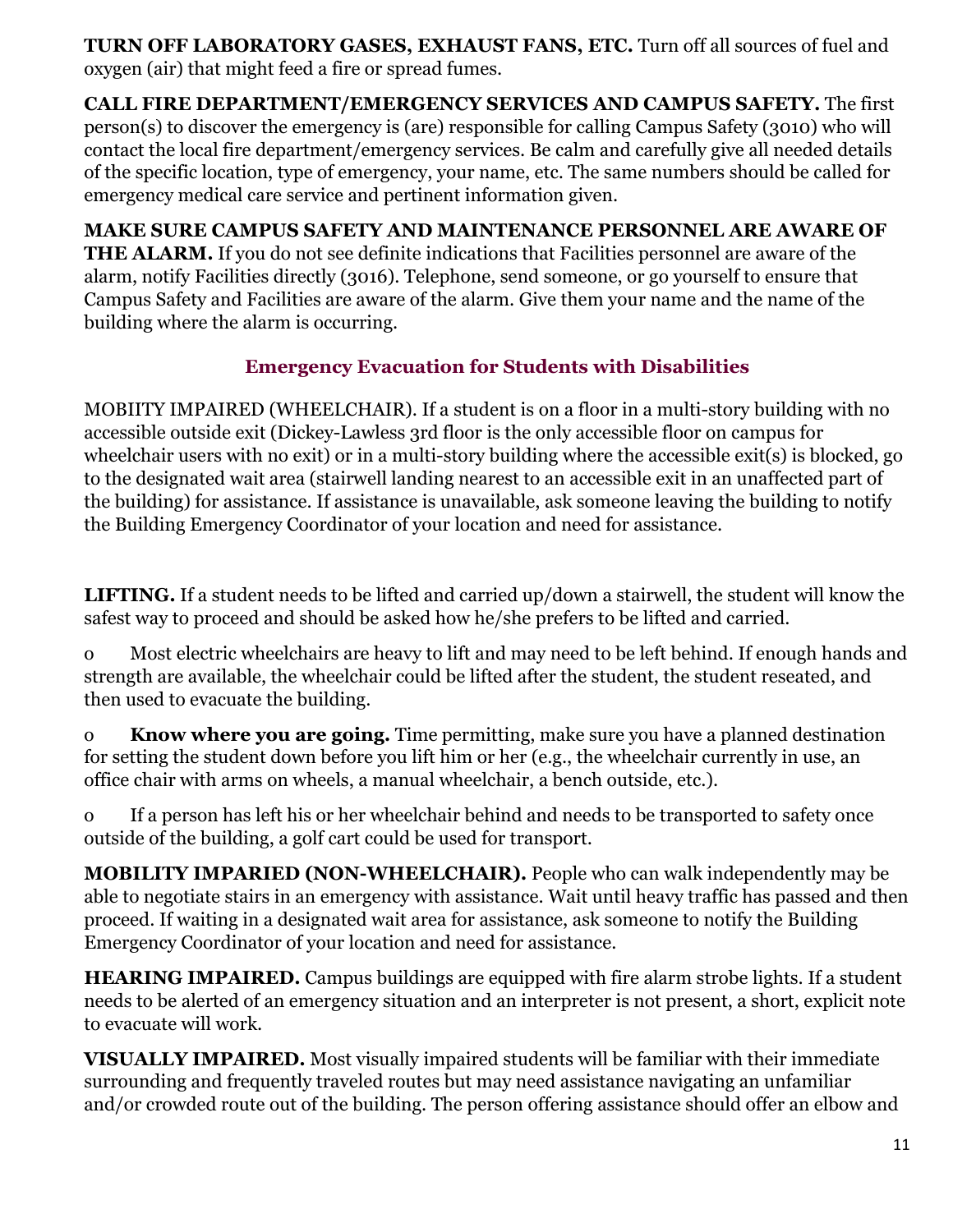**TURN OFF LABORATORY GASES, EXHAUST FANS, ETC.** Turn off all sources of fuel and oxygen (air) that might feed a fire or spread fumes.

**CALL FIRE DEPARTMENT/EMERGENCY SERVICES AND CAMPUS SAFETY.** The first person(s) to discover the emergency is (are) responsible for calling Campus Safety (3010) who will contact the local fire department/emergency services. Be calm and carefully give all needed details of the specific location, type of emergency, your name, etc. The same numbers should be called for emergency medical care service and pertinent information given.

**MAKE SURE CAMPUS SAFETY AND MAINTENANCE PERSONNEL ARE AWARE OF THE ALARM.** If you do not see definite indications that Facilities personnel are aware of the alarm, notify Facilities directly (3016). Telephone, send someone, or go yourself to ensure that Campus Safety and Facilities are aware of the alarm. Give them your name and the name of the building where the alarm is occurring.

## Emergency Evacuation for Students with Disabilities

MOBIITY IMPAIRED (WHEELCHAIR). If a student is on a floor in a multi-story building with no accessible outside exit (Dickey-Lawless 3rd floor is the only accessible floor on campus for wheelchair users with no exit) or in a multi-story building where the accessible exit(s) is blocked, go to the designated wait area (stairwell landing nearest to an accessible exit in an unaffected part of the building) for assistance. If assistance is unavailable, ask someone leaving the building to notify the Building Emergency Coordinator of your location and need for assistance.

**LIFTING.** If a student needs to be lifted and carried up/down a stairwell, the student will know the safest way to proceed and should be asked how he/she prefers to be lifted and carried.

- Most electric wheelchairs are heavy to lift and may need to be left behind. If enough hands and strength are available, the wheelchair could be lifted after the student, the student reseated, and then used to evacuate the building.
- **Know where you are going.** Time permitting, make sure you have a planned destination for setting the student down before you lift him or her (e.g., the wheelchair currently in use, an office chair with arms on wheels, a manual wheelchair, a bench outside, etc.).
- If a person has left his or her wheelchair behind and needs to be transported to safety once outside of the building, a golf cart could be used for transport.

**MOBILITY IMPARIED (NON-WHEELCHAIR).** People who can walk independently may be able to negotiate stairs in an emergency with assistance. Wait until heavy traffic has passed and then proceed. If waiting in a designated wait area for assistance, ask someone to notify the Building Emergency Coordinator of your location and need for assistance.

**HEARING IMPAIRED.** Campus buildings are equipped with fire alarm strobe lights. If a student needs to be alerted of an emergency situation and an interpreter is not present, a short, explicit note to evacuate will work.

**VISUALLY IMPAIRED.** Most visually impaired students will be familiar with their immediate surrounding and frequently traveled routes but may need assistance navigating an unfamiliar and/or crowded route out of the building. The person offering assistance should offer an elbow and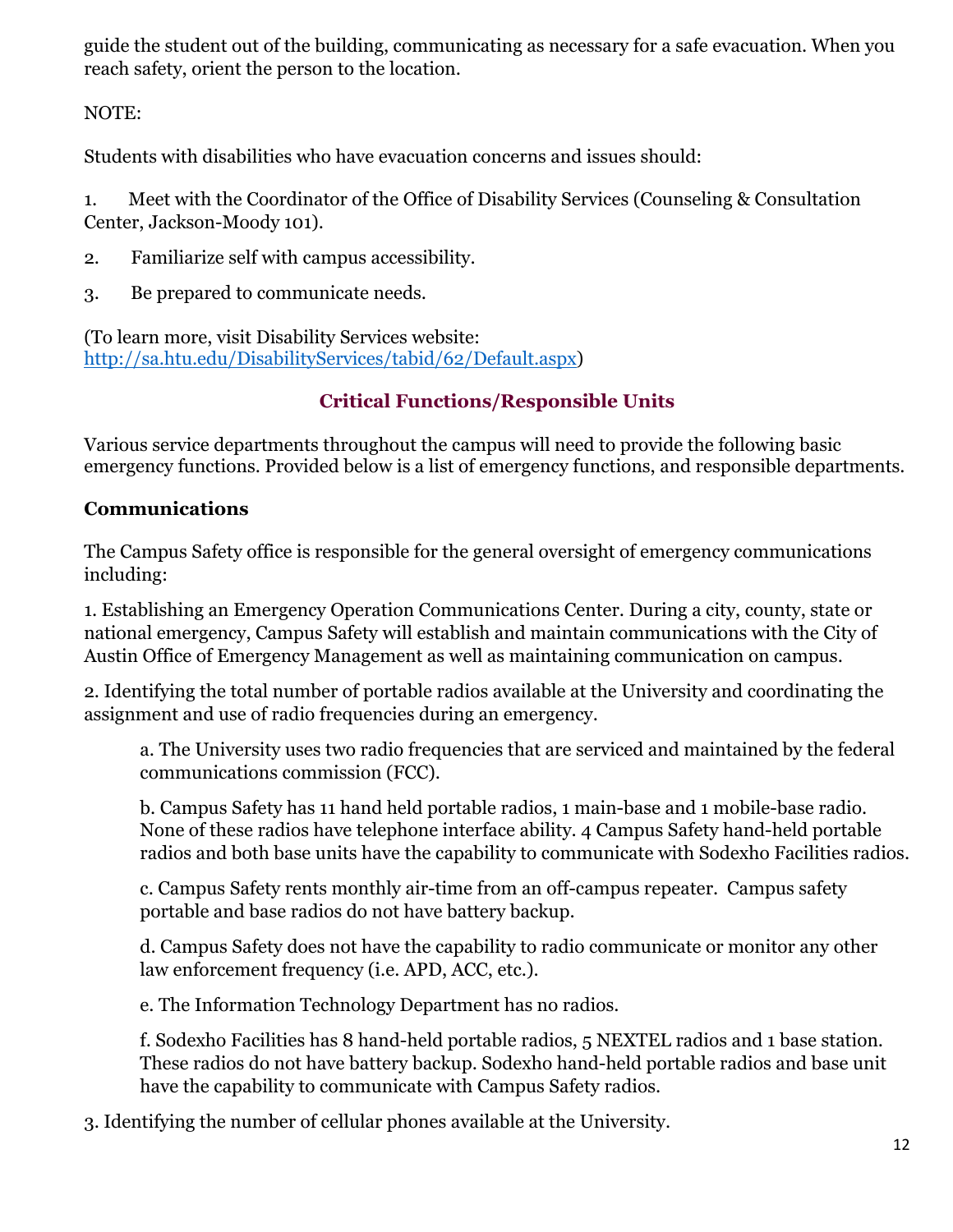guide the student out of the building, communicating as necessary for a safe evacuation. When you reach safety, orient the person to the location.

NOTE:

Students with disabilities who have evacuation concerns and issues should:

1. Meet with the Coordinator of the Office of Disability Services (Counseling & Consultation Center, Jackson-Moody 101).
2. Familiarize self with campus accessibility.
3. Be prepared to communicate needs.

(To learn more, visit Disability Services website: [http://sa.htu.edu/DisabilityServices/tabid/62/Default.aspx](http://sa.htu.edu/DisabilityServices/tabid/62/Default.aspx))

## Critical Functions/Responsible Units

Various service departments throughout the campus will need to provide the following basic emergency functions. Provided below is a list of emergency functions, and responsible departments.

### Communications

The Campus Safety office is responsible for the general oversight of emergency communications including:

1. Establishing an Emergency Operation Communications Center. During a city, county, state or national emergency, Campus Safety will establish and maintain communications with the City of Austin Office of Emergency Management as well as maintaining communication on campus.

2. Identifying the total number of portable radios available at the University and coordinating the assignment and use of radio frequencies during an emergency.

   a. The University uses two radio frequencies that are serviced and maintained by the federal communications commission (FCC).

   b. Campus Safety has 11 hand held portable radios, 1 main-base and 1 mobile-base radio. None of these radios have telephone interface ability. 4 Campus Safety hand-held portable radios and both base units have the capability to communicate with Sodexho Facilities radios.

   c. Campus Safety rents monthly air-time from an off-campus repeater. Campus safety portable and base radios do not have battery backup.

   d. Campus Safety does not have the capability to radio communicate or monitor any other law enforcement frequency (i.e. APD, ACC, etc.).

   e. The Information Technology Department has no radios.

   f. Sodexho Facilities has 8 hand-held portable radios, 5 NEXTEL radios and 1 base station. These radios do not have battery backup. Sodexho hand-held portable radios and base unit have the capability to communicate with Campus Safety radios.

3. Identifying the number of cellular phones available at the University.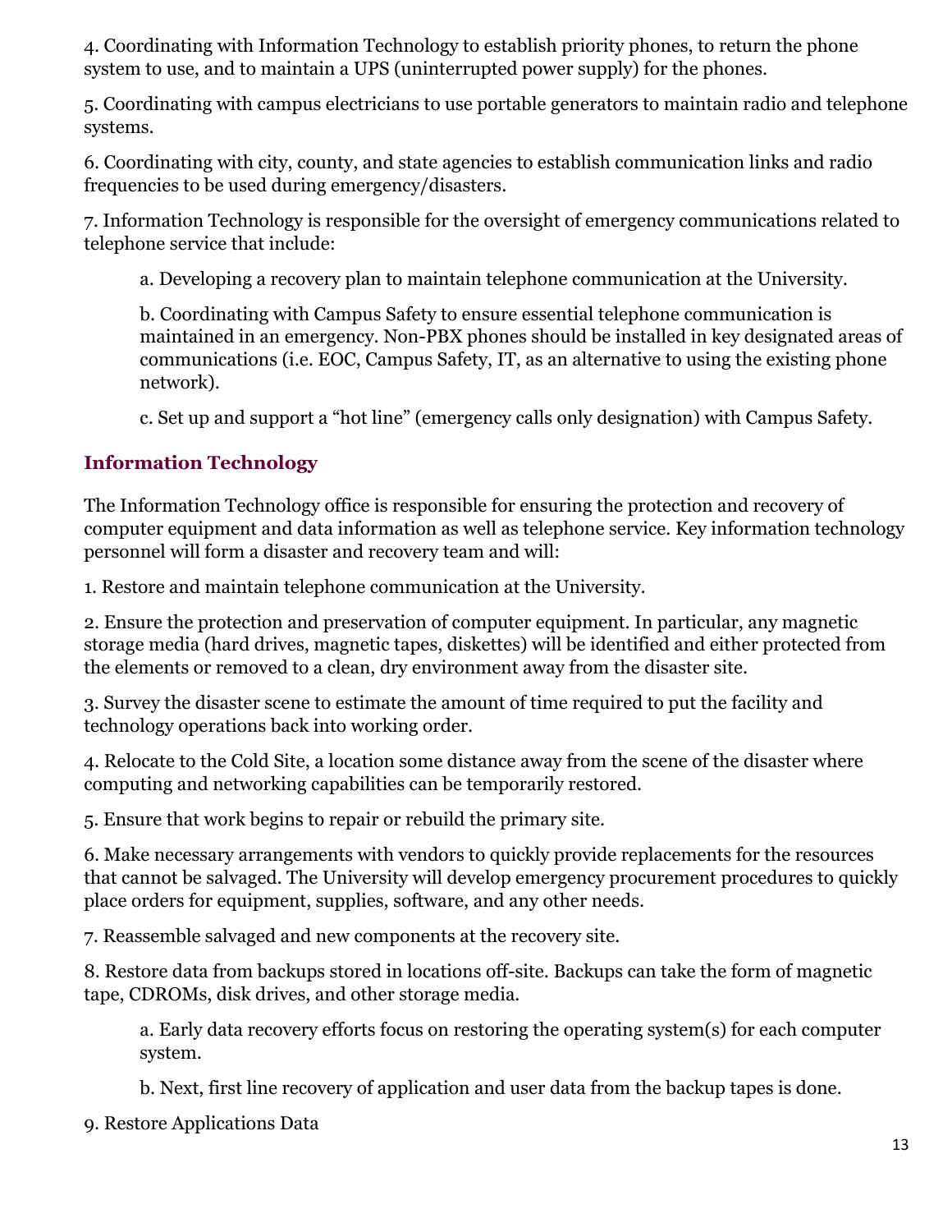4. Coordinating with Information Technology to establish priority phones, to return the phone system to use, and to maintain a UPS (uninterrupted power supply) for the phones.

5. Coordinating with campus electricians to use portable generators to maintain radio and telephone systems.

6. Coordinating with city, county, and state agencies to establish communication links and radio frequencies to be used during emergency/disasters.

7. Information Technology is responsible for the oversight of emergency communications related to telephone service that include:

   a. Developing a recovery plan to maintain telephone communication at the University.

   b. Coordinating with Campus Safety to ensure essential telephone communication is maintained in an emergency. Non-PBX phones should be installed in key designated areas of communications (i.e. EOC, Campus Safety, IT, as an alternative to using the existing phone network).

   c. Set up and support a "hot line" (emergency calls only designation) with Campus Safety.

### Information Technology

The Information Technology office is responsible for ensuring the protection and recovery of computer equipment and data information as well as telephone service. Key information technology personnel will form a disaster and recovery team and will:

1. Restore and maintain telephone communication at the University.

2. Ensure the protection and preservation of computer equipment. In particular, any magnetic storage media (hard drives, magnetic tapes, diskettes) will be identified and either protected from the elements or removed to a clean, dry environment away from the disaster site.

3. Survey the disaster scene to estimate the amount of time required to put the facility and technology operations back into working order.

4. Relocate to the Cold Site, a location some distance away from the scene of the disaster where computing and networking capabilities can be temporarily restored.

5. Ensure that work begins to repair or rebuild the primary site.

6. Make necessary arrangements with vendors to quickly provide replacements for the resources that cannot be salvaged. The University will develop emergency procurement procedures to quickly place orders for equipment, supplies, software, and any other needs.

7. Reassemble salvaged and new components at the recovery site.

8. Restore data from backups stored in locations off-site. Backups can take the form of magnetic tape, CDROMs, disk drives, and other storage media.

   a. Early data recovery efforts focus on restoring the operating system(s) for each computer system.

   b. Next, first line recovery of application and user data from the backup tapes is done.

9. Restore Applications Data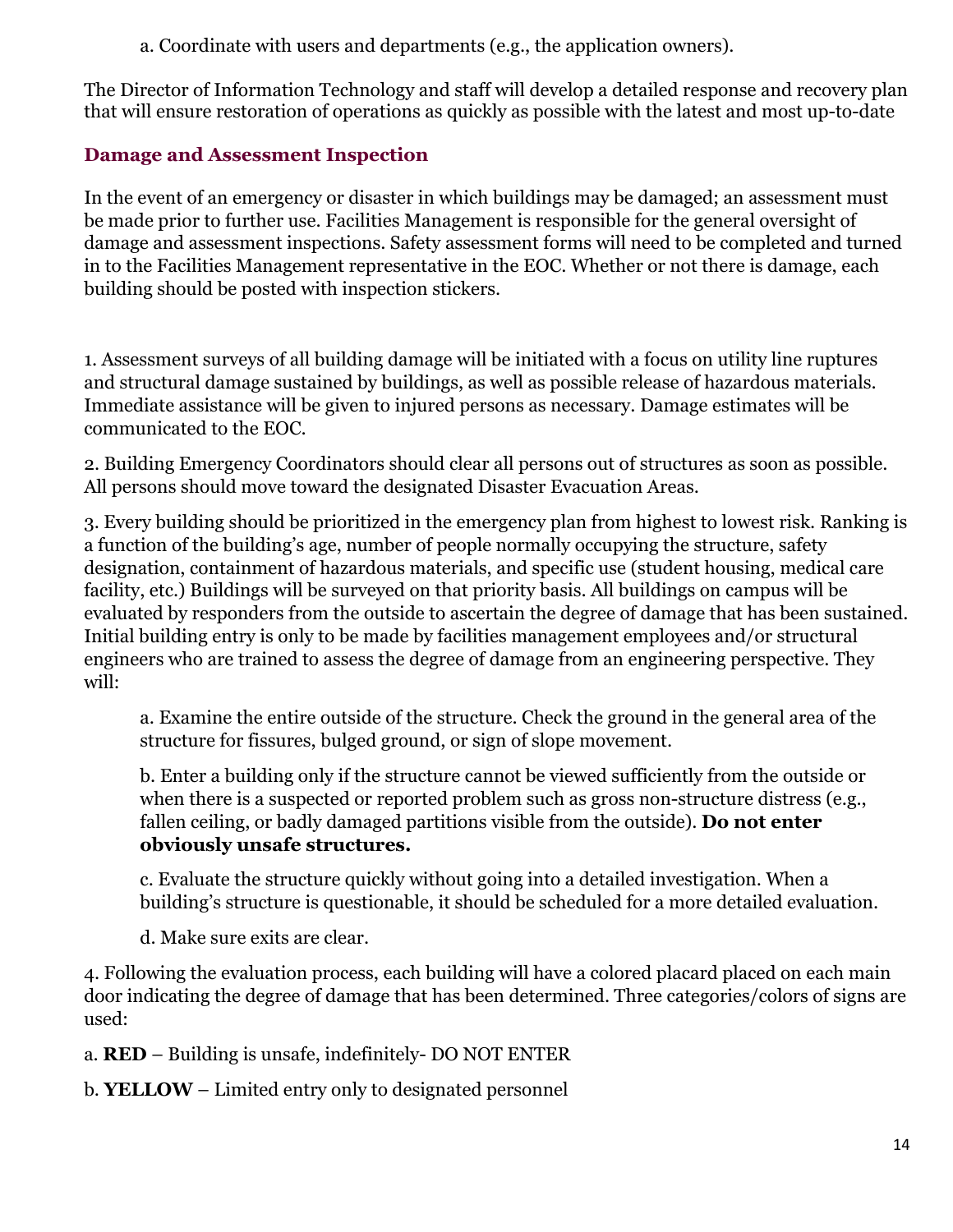a. Coordinate with users and departments (e.g., the application owners).

The Director of Information Technology and staff will develop a detailed response and recovery plan that will ensure restoration of operations as quickly as possible with the latest and most up-to-date

## Damage and Assessment Inspection

In the event of an emergency or disaster in which buildings may be damaged; an assessment must be made prior to further use. Facilities Management is responsible for the general oversight of damage and assessment inspections. Safety assessment forms will need to be completed and turned in to the Facilities Management representative in the EOC. Whether or not there is damage, each building should be posted with inspection stickers.

1. Assessment surveys of all building damage will be initiated with a focus on utility line ruptures and structural damage sustained by buildings, as well as possible release of hazardous materials. Immediate assistance will be given to injured persons as necessary. Damage estimates will be communicated to the EOC.

2. Building Emergency Coordinators should clear all persons out of structures as soon as possible. All persons should move toward the designated Disaster Evacuation Areas.

3. Every building should be prioritized in the emergency plan from highest to lowest risk. Ranking is a function of the building's age, number of people normally occupying the structure, safety designation, containment of hazardous materials, and specific use (student housing, medical care facility, etc.) Buildings will be surveyed on that priority basis. All buildings on campus will be evaluated by responders from the outside to ascertain the degree of damage that has been sustained. Initial building entry is only to be made by facilities management employees and/or structural engineers who are trained to assess the degree of damage from an engineering perspective. They will:

   a. Examine the entire outside of the structure. Check the ground in the general area of the structure for fissures, bulged ground, or sign of slope movement.

   b. Enter a building only if the structure cannot be viewed sufficiently from the outside or when there is a suspected or reported problem such as gross non-structure distress (e.g., fallen ceiling, or badly damaged partitions visible from the outside). **Do not enter obviously unsafe structures.**

   c. Evaluate the structure quickly without going into a detailed investigation. When a building's structure is questionable, it should be scheduled for a more detailed evaluation.

   d. Make sure exits are clear.

4. Following the evaluation process, each building will have a colored placard placed on each main door indicating the degree of damage that has been determined. Three categories/colors of signs are used:

a. **RED** – Building is unsafe, indefinitely- DO NOT ENTER

b. **YELLOW** – Limited entry only to designated personnel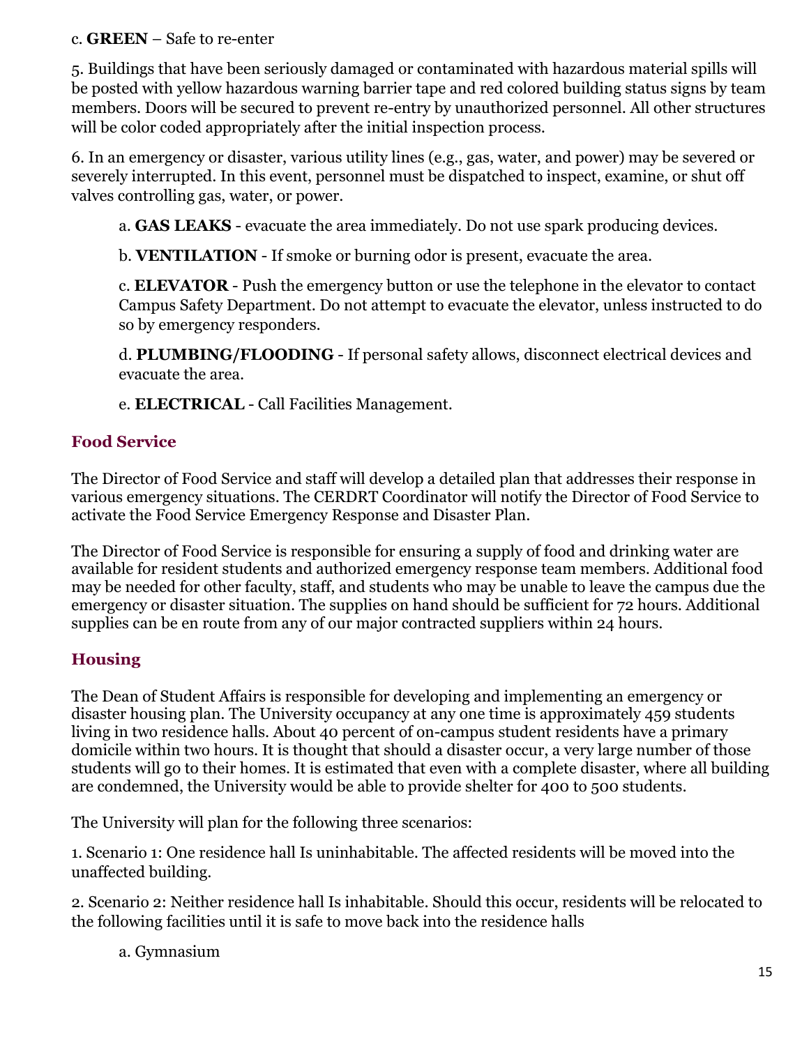c. **GREEN** – Safe to re-enter

5. Buildings that have been seriously damaged or contaminated with hazardous material spills will be posted with yellow hazardous warning barrier tape and red colored building status signs by team members. Doors will be secured to prevent re-entry by unauthorized personnel. All other structures will be color coded appropriately after the initial inspection process.

6. In an emergency or disaster, various utility lines (e.g., gas, water, and power) may be severed or severely interrupted. In this event, personnel must be dispatched to inspect, examine, or shut off valves controlling gas, water, or power.

a. **GAS LEAKS** - evacuate the area immediately. Do not use spark producing devices.

b. **VENTILATION** - If smoke or burning odor is present, evacuate the area.

c. **ELEVATOR** - Push the emergency button or use the telephone in the elevator to contact Campus Safety Department. Do not attempt to evacuate the elevator, unless instructed to do so by emergency responders.

d. **PLUMBING/FLOODING** - If personal safety allows, disconnect electrical devices and evacuate the area.

e. **ELECTRICAL** - Call Facilities Management.

## Food Service

The Director of Food Service and staff will develop a detailed plan that addresses their response in various emergency situations. The CERDRT Coordinator will notify the Director of Food Service to activate the Food Service Emergency Response and Disaster Plan.

The Director of Food Service is responsible for ensuring a supply of food and drinking water are available for resident students and authorized emergency response team members. Additional food may be needed for other faculty, staff, and students who may be unable to leave the campus due the emergency or disaster situation. The supplies on hand should be sufficient for 72 hours. Additional supplies can be en route from any of our major contracted suppliers within 24 hours.

## Housing

The Dean of Student Affairs is responsible for developing and implementing an emergency or disaster housing plan. The University occupancy at any one time is approximately 459 students living in two residence halls. About 40 percent of on-campus student residents have a primary domicile within two hours. It is thought that should a disaster occur, a very large number of those students will go to their homes. It is estimated that even with a complete disaster, where all building are condemned, the University would be able to provide shelter for 400 to 500 students.

The University will plan for the following three scenarios:

1. Scenario 1: One residence hall Is uninhabitable. The affected residents will be moved into the unaffected building.

2. Scenario 2: Neither residence hall Is inhabitable. Should this occur, residents will be relocated to the following facilities until it is safe to move back into the residence halls

a. Gymnasium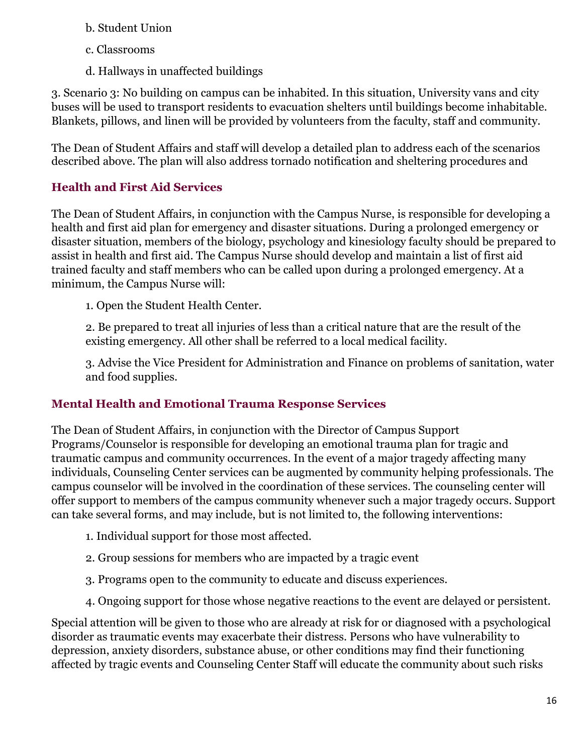b. Student Union

c. Classrooms

d. Hallways in unaffected buildings

3. Scenario 3: No building on campus can be inhabited. In this situation, University vans and city buses will be used to transport residents to evacuation shelters until buildings become inhabitable. Blankets, pillows, and linen will be provided by volunteers from the faculty, staff and community.

The Dean of Student Affairs and staff will develop a detailed plan to address each of the scenarios described above. The plan will also address tornado notification and sheltering procedures and

## Health and First Aid Services

The Dean of Student Affairs, in conjunction with the Campus Nurse, is responsible for developing a health and first aid plan for emergency and disaster situations. During a prolonged emergency or disaster situation, members of the biology, psychology and kinesiology faculty should be prepared to assist in health and first aid. The Campus Nurse should develop and maintain a list of first aid trained faculty and staff members who can be called upon during a prolonged emergency. At a minimum, the Campus Nurse will:

1. Open the Student Health Center.

2. Be prepared to treat all injuries of less than a critical nature that are the result of the existing emergency. All other shall be referred to a local medical facility.

3. Advise the Vice President for Administration and Finance on problems of sanitation, water and food supplies.

## Mental Health and Emotional Trauma Response Services

The Dean of Student Affairs, in conjunction with the Director of Campus Support Programs/Counselor is responsible for developing an emotional trauma plan for tragic and traumatic campus and community occurrences. In the event of a major tragedy affecting many individuals, Counseling Center services can be augmented by community helping professionals. The campus counselor will be involved in the coordination of these services. The counseling center will offer support to members of the campus community whenever such a major tragedy occurs. Support can take several forms, and may include, but is not limited to, the following interventions:

1. Individual support for those most affected.

2. Group sessions for members who are impacted by a tragic event

3. Programs open to the community to educate and discuss experiences.

4. Ongoing support for those whose negative reactions to the event are delayed or persistent.

Special attention will be given to those who are already at risk for or diagnosed with a psychological disorder as traumatic events may exacerbate their distress. Persons who have vulnerability to depression, anxiety disorders, substance abuse, or other conditions may find their functioning affected by tragic events and Counseling Center Staff will educate the community about such risks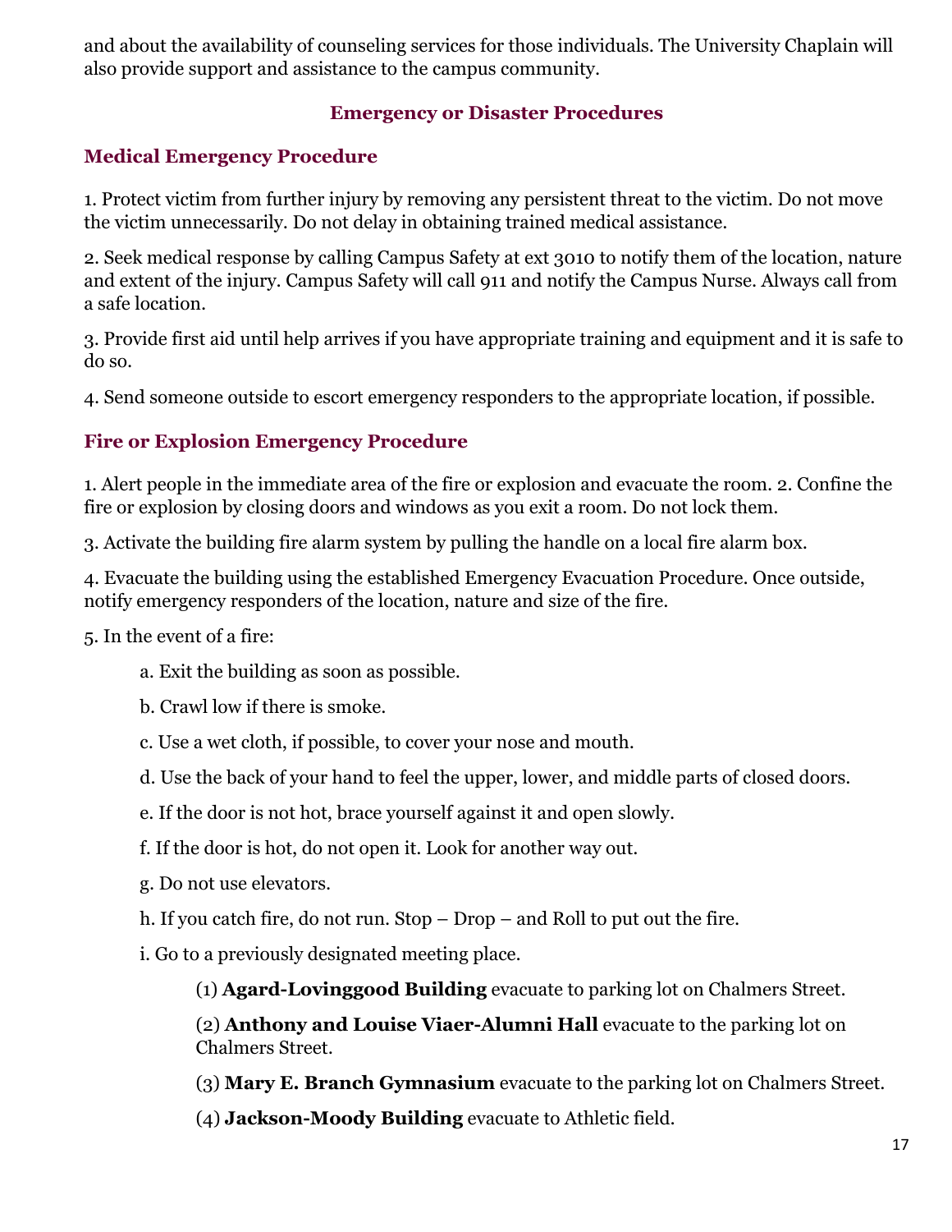and about the availability of counseling services for those individuals. The University Chaplain will also provide support and assistance to the campus community.

## Emergency or Disaster Procedures

### Medical Emergency Procedure

1. Protect victim from further injury by removing any persistent threat to the victim. Do not move the victim unnecessarily. Do not delay in obtaining trained medical assistance.

2. Seek medical response by calling Campus Safety at ext 3010 to notify them of the location, nature and extent of the injury. Campus Safety will call 911 and notify the Campus Nurse. Always call from a safe location.

3. Provide first aid until help arrives if you have appropriate training and equipment and it is safe to do so.

4. Send someone outside to escort emergency responders to the appropriate location, if possible.

### Fire or Explosion Emergency Procedure

1. Alert people in the immediate area of the fire or explosion and evacuate the room. 2. Confine the fire or explosion by closing doors and windows as you exit a room. Do not lock them.

3. Activate the building fire alarm system by pulling the handle on a local fire alarm box.

4. Evacuate the building using the established Emergency Evacuation Procedure. Once outside, notify emergency responders of the location, nature and size of the fire.

5. In the event of a fire:

   a. Exit the building as soon as possible.

   b. Crawl low if there is smoke.

   c. Use a wet cloth, if possible, to cover your nose and mouth.

   d. Use the back of your hand to feel the upper, lower, and middle parts of closed doors.

   e. If the door is not hot, brace yourself against it and open slowly.

   f. If the door is hot, do not open it. Look for another way out.

   g. Do not use elevators.

   h. If you catch fire, do not run. Stop – Drop – and Roll to put out the fire.

   i. Go to a previously designated meeting place.

      (1) **Agard-Lovinggood Building** evacuate to parking lot on Chalmers Street.

      (2) **Anthony and Louise Viaer-Alumni Hall** evacuate to the parking lot on Chalmers Street.

      (3) **Mary E. Branch Gymnasium** evacuate to the parking lot on Chalmers Street.

      (4) **Jackson-Moody Building** evacuate to Athletic field.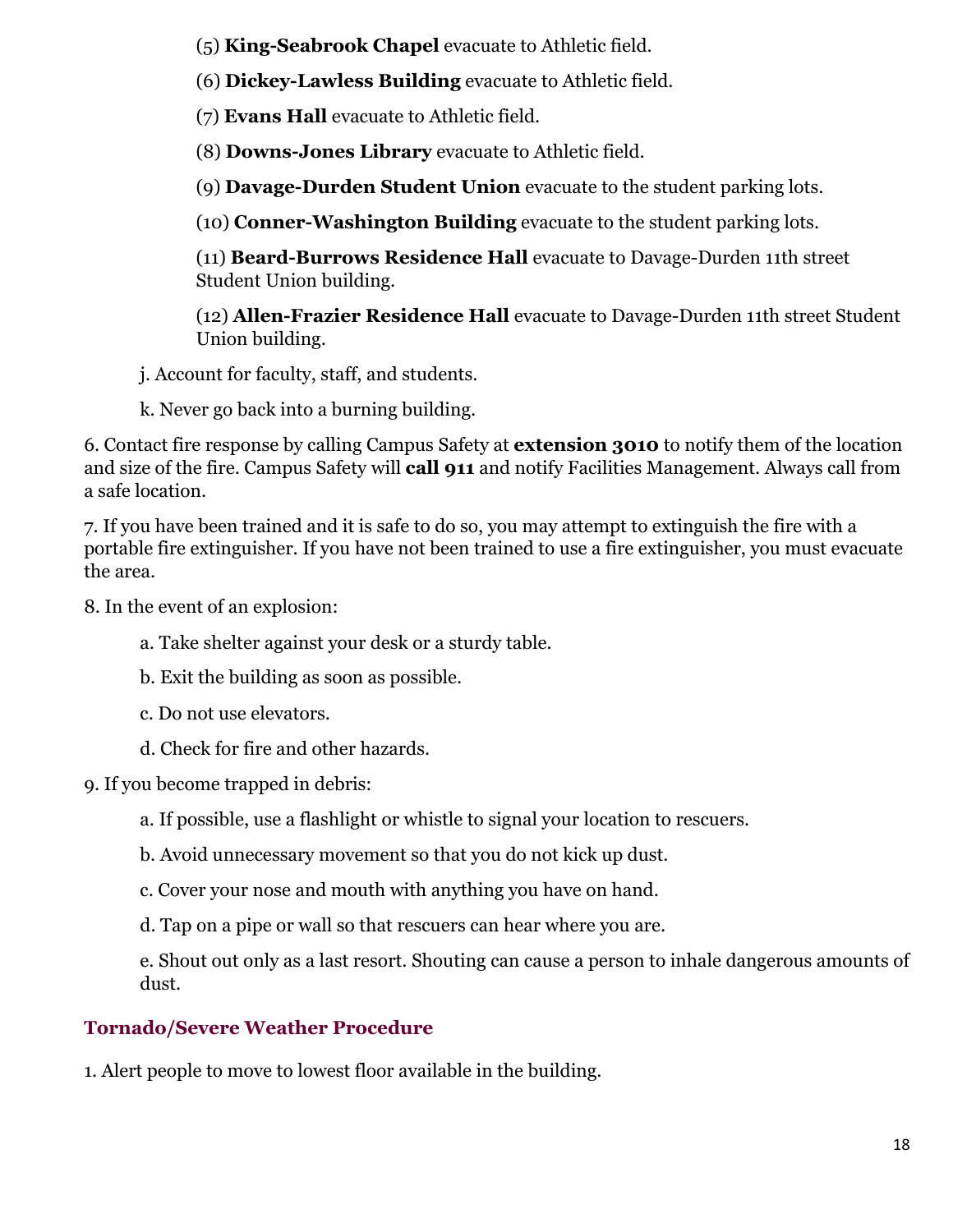(5) **King-Seabrook Chapel** evacuate to Athletic field.

(6) **Dickey-Lawless Building** evacuate to Athletic field.

(7) **Evans Hall** evacuate to Athletic field.

(8) **Downs-Jones Library** evacuate to Athletic field.

(9) **Davage-Durden Student Union** evacuate to the student parking lots.

(10) **Conner-Washington Building** evacuate to the student parking lots.

(11) **Beard-Burrows Residence Hall** evacuate to Davage-Durden 11th street Student Union building.

(12) **Allen-Frazier Residence Hall** evacuate to Davage-Durden 11th street Student Union building.

j. Account for faculty, staff, and students.

k. Never go back into a burning building.

6. Contact fire response by calling Campus Safety at **extension 3010** to notify them of the location and size of the fire. Campus Safety will **call 911** and notify Facilities Management. Always call from a safe location.

7. If you have been trained and it is safe to do so, you may attempt to extinguish the fire with a portable fire extinguisher. If you have not been trained to use a fire extinguisher, you must evacuate the area.

8. In the event of an explosion:

a. Take shelter against your desk or a sturdy table.

b. Exit the building as soon as possible.

c. Do not use elevators.

d. Check for fire and other hazards.

9. If you become trapped in debris:

a. If possible, use a flashlight or whistle to signal your location to rescuers.

b. Avoid unnecessary movement so that you do not kick up dust.

c. Cover your nose and mouth with anything you have on hand.

d. Tap on a pipe or wall so that rescuers can hear where you are.

e. Shout out only as a last resort. Shouting can cause a person to inhale dangerous amounts of dust.

### Tornado/Severe Weather Procedure

1. Alert people to move to lowest floor available in the building.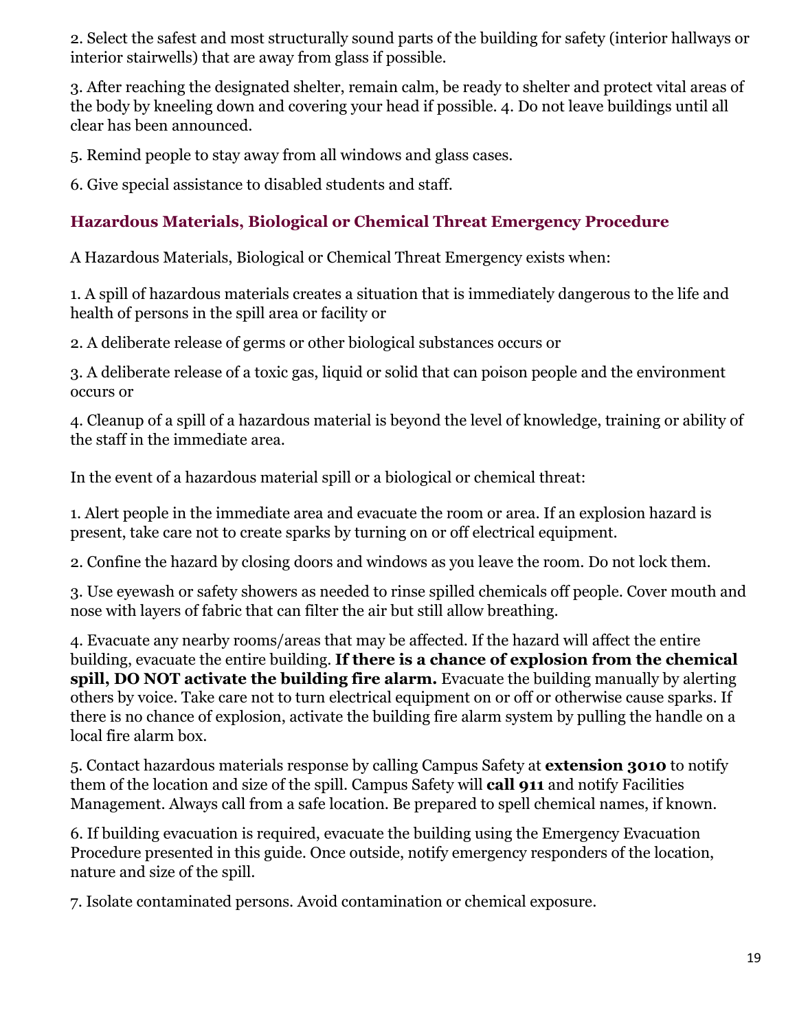2. Select the safest and most structurally sound parts of the building for safety (interior hallways or interior stairwells) that are away from glass if possible.

3. After reaching the designated shelter, remain calm, be ready to shelter and protect vital areas of the body by kneeling down and covering your head if possible. 4. Do not leave buildings until all clear has been announced.

5. Remind people to stay away from all windows and glass cases.

6. Give special assistance to disabled students and staff.

### Hazardous Materials, Biological or Chemical Threat Emergency Procedure

A Hazardous Materials, Biological or Chemical Threat Emergency exists when:

1. A spill of hazardous materials creates a situation that is immediately dangerous to the life and health of persons in the spill area or facility or

2. A deliberate release of germs or other biological substances occurs or

3. A deliberate release of a toxic gas, liquid or solid that can poison people and the environment occurs or

4. Cleanup of a spill of a hazardous material is beyond the level of knowledge, training or ability of the staff in the immediate area.

In the event of a hazardous material spill or a biological or chemical threat:

1. Alert people in the immediate area and evacuate the room or area. If an explosion hazard is present, take care not to create sparks by turning on or off electrical equipment.

2. Confine the hazard by closing doors and windows as you leave the room. Do not lock them.

3. Use eyewash or safety showers as needed to rinse spilled chemicals off people. Cover mouth and nose with layers of fabric that can filter the air but still allow breathing.

4. Evacuate any nearby rooms/areas that may be affected. If the hazard will affect the entire building, evacuate the entire building. **If there is a chance of explosion from the chemical spill, DO NOT activate the building fire alarm.** Evacuate the building manually by alerting others by voice. Take care not to turn electrical equipment on or off or otherwise cause sparks. If there is no chance of explosion, activate the building fire alarm system by pulling the handle on a local fire alarm box.

5. Contact hazardous materials response by calling Campus Safety at **extension 3010** to notify them of the location and size of the spill. Campus Safety will **call 911** and notify Facilities Management. Always call from a safe location. Be prepared to spell chemical names, if known.

6. If building evacuation is required, evacuate the building using the Emergency Evacuation Procedure presented in this guide. Once outside, notify emergency responders of the location, nature and size of the spill.

7. Isolate contaminated persons. Avoid contamination or chemical exposure.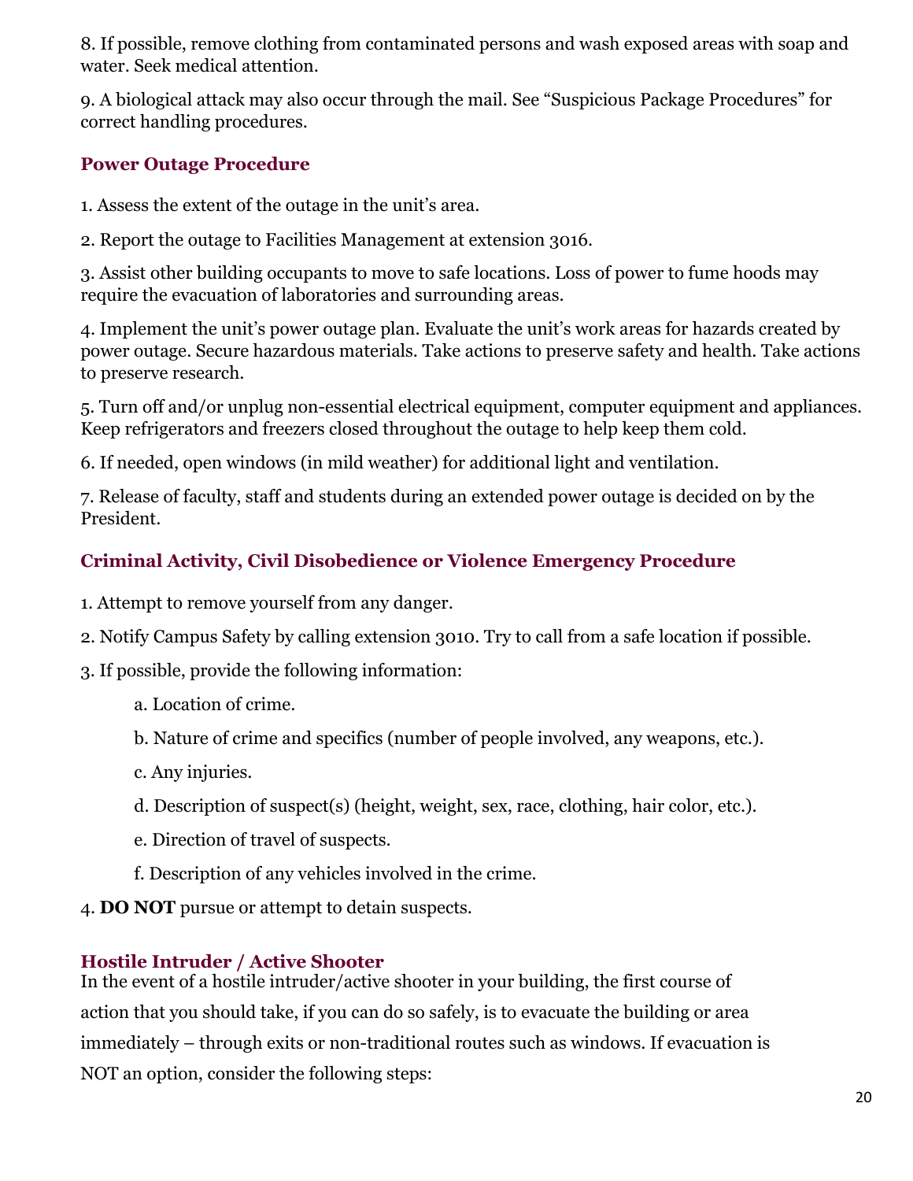8. If possible, remove clothing from contaminated persons and wash exposed areas with soap and water. Seek medical attention.

9. A biological attack may also occur through the mail. See "Suspicious Package Procedures" for correct handling procedures.

### Power Outage Procedure

1. Assess the extent of the outage in the unit's area.

2. Report the outage to Facilities Management at extension 3016.

3. Assist other building occupants to move to safe locations. Loss of power to fume hoods may require the evacuation of laboratories and surrounding areas.

4. Implement the unit's power outage plan. Evaluate the unit's work areas for hazards created by power outage. Secure hazardous materials. Take actions to preserve safety and health. Take actions to preserve research.

5. Turn off and/or unplug non-essential electrical equipment, computer equipment and appliances. Keep refrigerators and freezers closed throughout the outage to help keep them cold.

6. If needed, open windows (in mild weather) for additional light and ventilation.

7. Release of faculty, staff and students during an extended power outage is decided on by the President.

### Criminal Activity, Civil Disobedience or Violence Emergency Procedure

1. Attempt to remove yourself from any danger.

2. Notify Campus Safety by calling extension 3010. Try to call from a safe location if possible.

3. If possible, provide the following information:

   a. Location of crime.

   b. Nature of crime and specifics (number of people involved, any weapons, etc.).

   c. Any injuries.

   d. Description of suspect(s) (height, weight, sex, race, clothing, hair color, etc.).

   e. Direction of travel of suspects.

   f. Description of any vehicles involved in the crime.

4. **DO NOT** pursue or attempt to detain suspects.

### Hostile Intruder / Active Shooter

In the event of a hostile intruder/active shooter in your building, the first course of action that you should take, if you can do so safely, is to evacuate the building or area immediately – through exits or non-traditional routes such as windows. If evacuation is NOT an option, consider the following steps: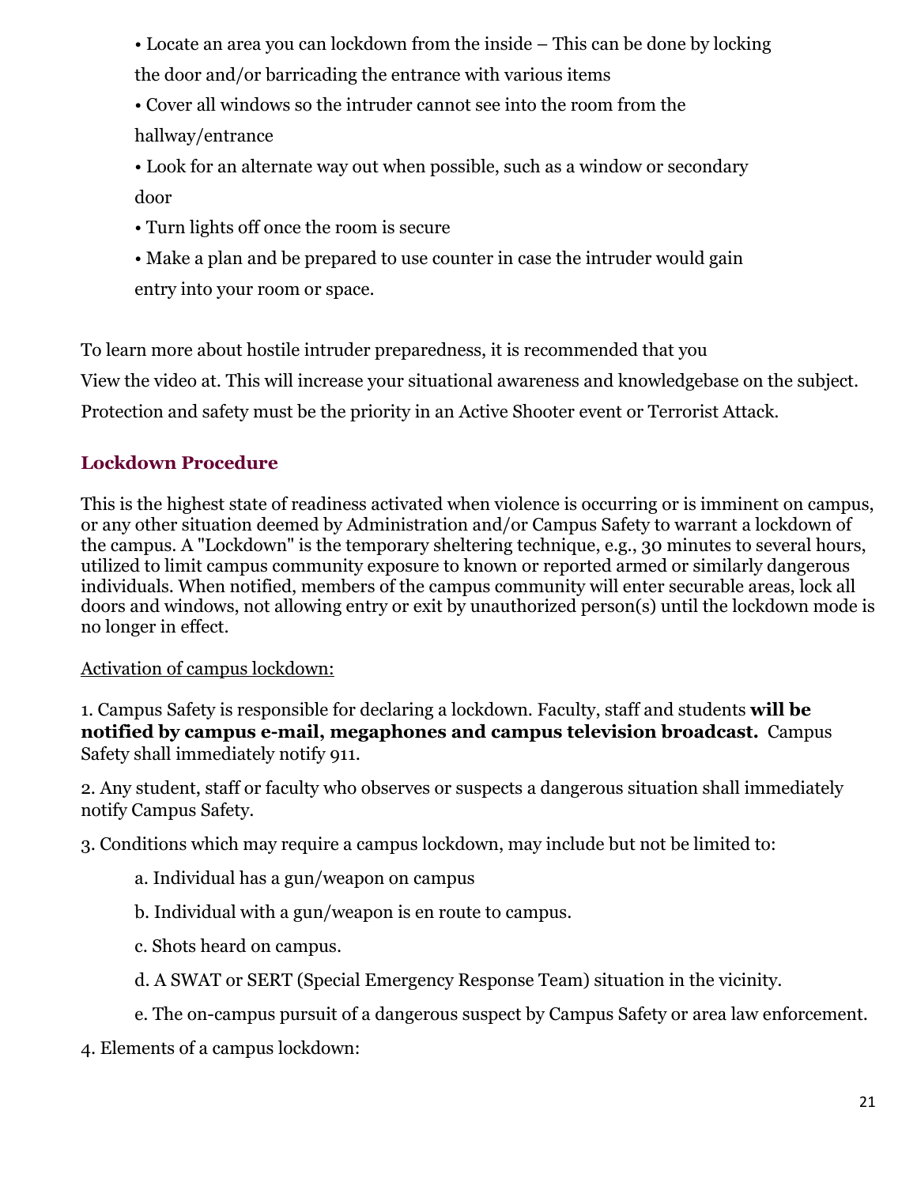- Locate an area you can lockdown from the inside – This can be done by locking the door and/or barricading the entrance with various items
- Cover all windows so the intruder cannot see into the room from the hallway/entrance
- Look for an alternate way out when possible, such as a window or secondary door
- Turn lights off once the room is secure
- Make a plan and be prepared to use counter in case the intruder would gain entry into your room or space.

To learn more about hostile intruder preparedness, it is recommended that you View the video at. This will increase your situational awareness and knowledgebase on the subject. Protection and safety must be the priority in an Active Shooter event or Terrorist Attack.

## Lockdown Procedure

This is the highest state of readiness activated when violence is occurring or is imminent on campus, or any other situation deemed by Administration and/or Campus Safety to warrant a lockdown of the campus. A "Lockdown" is the temporary sheltering technique, e.g., 30 minutes to several hours, utilized to limit campus community exposure to known or reported armed or similarly dangerous individuals. When notified, members of the campus community will enter securable areas, lock all doors and windows, not allowing entry or exit by unauthorized person(s) until the lockdown mode is no longer in effect.

<u>Activation of campus lockdown:</u>

1. Campus Safety is responsible for declaring a lockdown. Faculty, staff and students **will be notified by campus e-mail, megaphones and campus television broadcast.** Campus Safety shall immediately notify 911.

2. Any student, staff or faculty who observes or suspects a dangerous situation shall immediately notify Campus Safety.

3. Conditions which may require a campus lockdown, may include but not be limited to:

   a. Individual has a gun/weapon on campus

   b. Individual with a gun/weapon is en route to campus.

   c. Shots heard on campus.

   d. A SWAT or SERT (Special Emergency Response Team) situation in the vicinity.

   e. The on-campus pursuit of a dangerous suspect by Campus Safety or area law enforcement.

4. Elements of a campus lockdown: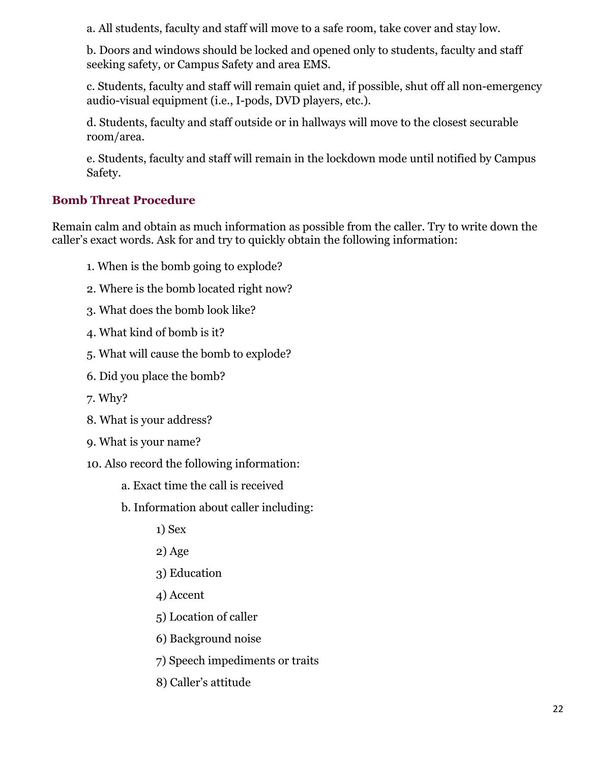a. All students, faculty and staff will move to a safe room, take cover and stay low.

b. Doors and windows should be locked and opened only to students, faculty and staff seeking safety, or Campus Safety and area EMS.

c. Students, faculty and staff will remain quiet and, if possible, shut off all non-emergency audio-visual equipment (i.e., I-pods, DVD players, etc.).

d. Students, faculty and staff outside or in hallways will move to the closest securable room/area.

e. Students, faculty and staff will remain in the lockdown mode until notified by Campus Safety.

### Bomb Threat Procedure

Remain calm and obtain as much information as possible from the caller. Try to write down the caller's exact words. Ask for and try to quickly obtain the following information:

1. When is the bomb going to explode?
2. Where is the bomb located right now?
3. What does the bomb look like?
4. What kind of bomb is it?
5. What will cause the bomb to explode?
6. Did you place the bomb?
7. Why?
8. What is your address?
9. What is your name?
10. Also record the following information:
    - a. Exact time the call is received
    - b. Information about caller including:
        - 1) Sex
        - 2) Age
        - 3) Education
        - 4) Accent
        - 5) Location of caller
        - 6) Background noise
        - 7) Speech impediments or traits
        - 8) Caller's attitude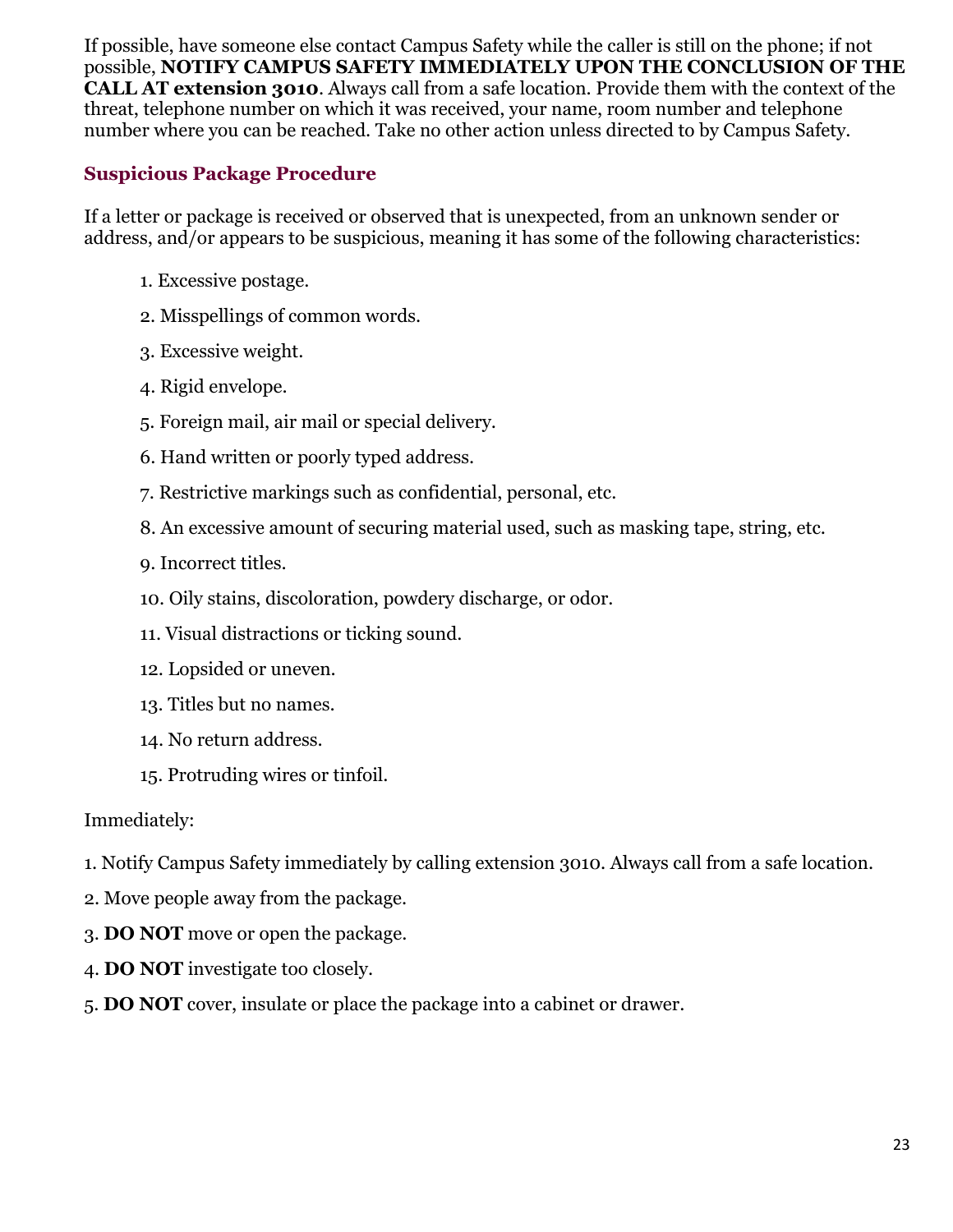If possible, have someone else contact Campus Safety while the caller is still on the phone; if not possible, **NOTIFY CAMPUS SAFETY IMMEDIATELY UPON THE CONCLUSION OF THE CALL AT extension 3010**. Always call from a safe location. Provide them with the context of the threat, telephone number on which it was received, your name, room number and telephone number where you can be reached. Take no other action unless directed to by Campus Safety.

### Suspicious Package Procedure

If a letter or package is received or observed that is unexpected, from an unknown sender or address, and/or appears to be suspicious, meaning it has some of the following characteristics:

1. Excessive postage.
2. Misspellings of common words.
3. Excessive weight.
4. Rigid envelope.
5. Foreign mail, air mail or special delivery.
6. Hand written or poorly typed address.
7. Restrictive markings such as confidential, personal, etc.
8. An excessive amount of securing material used, such as masking tape, string, etc.
9. Incorrect titles.
10. Oily stains, discoloration, powdery discharge, or odor.
11. Visual distractions or ticking sound.
12. Lopsided or uneven.
13. Titles but no names.
14. No return address.
15. Protruding wires or tinfoil.

Immediately:

1. Notify Campus Safety immediately by calling extension 3010. Always call from a safe location.
2. Move people away from the package.
3. **DO NOT** move or open the package.
4. **DO NOT** investigate too closely.
5. **DO NOT** cover, insulate or place the package into a cabinet or drawer.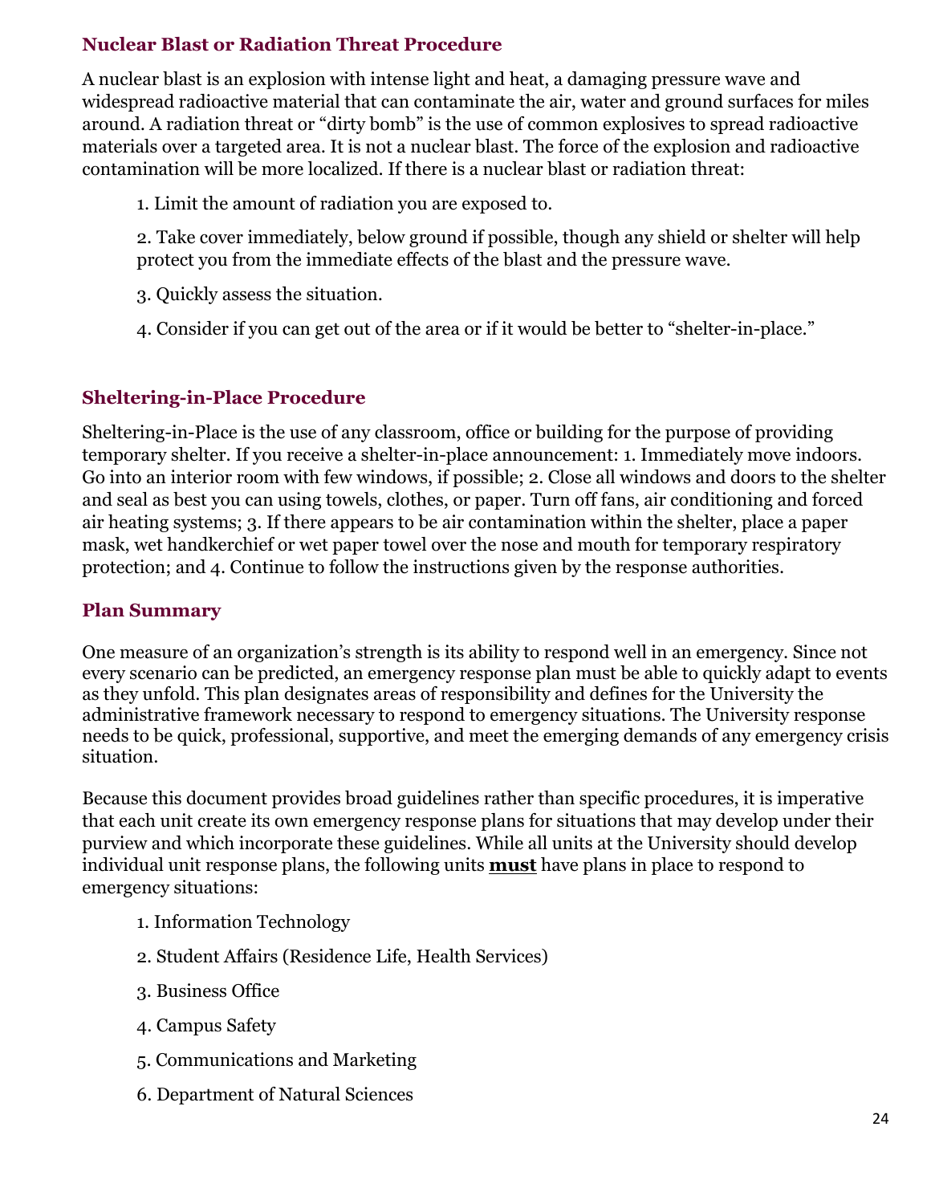### Nuclear Blast or Radiation Threat Procedure

A nuclear blast is an explosion with intense light and heat, a damaging pressure wave and widespread radioactive material that can contaminate the air, water and ground surfaces for miles around. A radiation threat or "dirty bomb" is the use of common explosives to spread radioactive materials over a targeted area. It is not a nuclear blast. The force of the explosion and radioactive contamination will be more localized. If there is a nuclear blast or radiation threat:

1. Limit the amount of radiation you are exposed to.
2. Take cover immediately, below ground if possible, though any shield or shelter will help protect you from the immediate effects of the blast and the pressure wave.
3. Quickly assess the situation.
4. Consider if you can get out of the area or if it would be better to "shelter-in-place."

### Sheltering-in-Place Procedure

Sheltering-in-Place is the use of any classroom, office or building for the purpose of providing temporary shelter. If you receive a shelter-in-place announcement: 1. Immediately move indoors. Go into an interior room with few windows, if possible; 2. Close all windows and doors to the shelter and seal as best you can using towels, clothes, or paper. Turn off fans, air conditioning and forced air heating systems; 3. If there appears to be air contamination within the shelter, place a paper mask, wet handkerchief or wet paper towel over the nose and mouth for temporary respiratory protection; and 4. Continue to follow the instructions given by the response authorities.

### Plan Summary

One measure of an organization's strength is its ability to respond well in an emergency. Since not every scenario can be predicted, an emergency response plan must be able to quickly adapt to events as they unfold. This plan designates areas of responsibility and defines for the University the administrative framework necessary to respond to emergency situations. The University response needs to be quick, professional, supportive, and meet the emerging demands of any emergency crisis situation.

Because this document provides broad guidelines rather than specific procedures, it is imperative that each unit create its own emergency response plans for situations that may develop under their purview and which incorporate these guidelines. While all units at the University should develop individual unit response plans, the following units **must** have plans in place to respond to emergency situations:

1. Information Technology
2. Student Affairs (Residence Life, Health Services)
3. Business Office
4. Campus Safety
5. Communications and Marketing
6. Department of Natural Sciences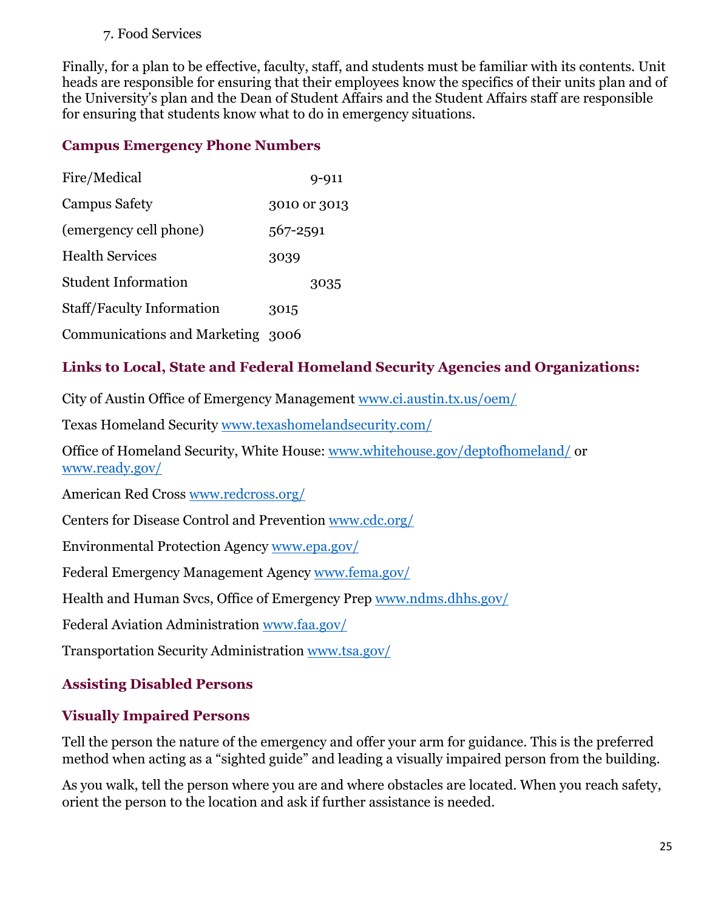7. Food Services

Finally, for a plan to be effective, faculty, staff, and students must be familiar with its contents. Unit heads are responsible for ensuring that their employees know the specifics of their units plan and of the University's plan and the Dean of Student Affairs and the Student Affairs staff are responsible for ensuring that students know what to do in emergency situations.

## Campus Emergency Phone Numbers

| | |
|---|---|
| Fire/Medical | 9-911 |
| Campus Safety | 3010 or 3013 |
| (emergency cell phone) | 567-2591 |
| Health Services | 3039 |
| Student Information | 3035 |
| Staff/Faculty Information | 3015 |
| Communications and Marketing | 3006 |

## Links to Local, State and Federal Homeland Security Agencies and Organizations:

City of Austin Office of Emergency Management www.ci.austin.tx.us/oem/

Texas Homeland Security www.texashomelandsecurity.com/

Office of Homeland Security, White House: www.whitehouse.gov/deptofhomeland/ or www.ready.gov/

American Red Cross www.redcross.org/

Centers for Disease Control and Prevention www.cdc.org/

Environmental Protection Agency www.epa.gov/

Federal Emergency Management Agency www.fema.gov/

Health and Human Svcs, Office of Emergency Prep www.ndms.dhhs.gov/

Federal Aviation Administration www.faa.gov/

Transportation Security Administration www.tsa.gov/

## Assisting Disabled Persons

## Visually Impaired Persons

Tell the person the nature of the emergency and offer your arm for guidance. This is the preferred method when acting as a "sighted guide" and leading a visually impaired person from the building.

As you walk, tell the person where you are and where obstacles are located. When you reach safety, orient the person to the location and ask if further assistance is needed.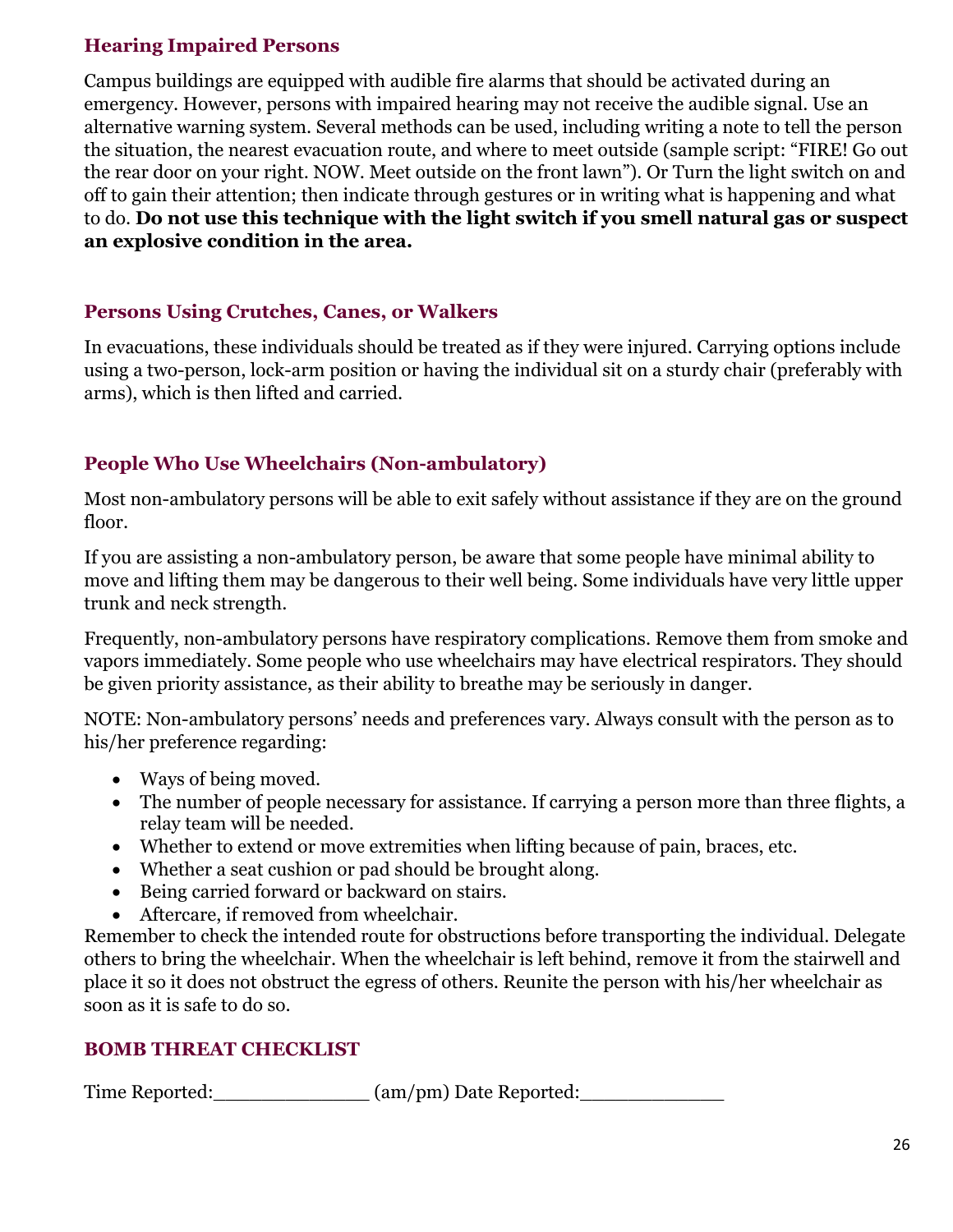### Hearing Impaired Persons

Campus buildings are equipped with audible fire alarms that should be activated during an emergency. However, persons with impaired hearing may not receive the audible signal. Use an alternative warning system. Several methods can be used, including writing a note to tell the person the situation, the nearest evacuation route, and where to meet outside (sample script: "FIRE! Go out the rear door on your right. NOW. Meet outside on the front lawn"). Or Turn the light switch on and off to gain their attention; then indicate through gestures or in writing what is happening and what to do. **Do not use this technique with the light switch if you smell natural gas or suspect an explosive condition in the area.**

### Persons Using Crutches, Canes, or Walkers

In evacuations, these individuals should be treated as if they were injured. Carrying options include using a two-person, lock-arm position or having the individual sit on a sturdy chair (preferably with arms), which is then lifted and carried.

### People Who Use Wheelchairs (Non-ambulatory)

Most non-ambulatory persons will be able to exit safely without assistance if they are on the ground floor.

If you are assisting a non-ambulatory person, be aware that some people have minimal ability to move and lifting them may be dangerous to their well being. Some individuals have very little upper trunk and neck strength.

Frequently, non-ambulatory persons have respiratory complications. Remove them from smoke and vapors immediately. Some people who use wheelchairs may have electrical respirators. They should be given priority assistance, as their ability to breathe may be seriously in danger.

NOTE: Non-ambulatory persons' needs and preferences vary. Always consult with the person as to his/her preference regarding:

- Ways of being moved.
- The number of people necessary for assistance. If carrying a person more than three flights, a relay team will be needed.
- Whether to extend or move extremities when lifting because of pain, braces, etc.
- Whether a seat cushion or pad should be brought along.
- Being carried forward or backward on stairs.
- Aftercare, if removed from wheelchair.

Remember to check the intended route for obstructions before transporting the individual. Delegate others to bring the wheelchair. When the wheelchair is left behind, remove it from the stairwell and place it so it does not obstruct the egress of others. Reunite the person with his/her wheelchair as soon as it is safe to do so.

### BOMB THREAT CHECKLIST

Time Reported:______________ (am/pm) Date Reported:_____________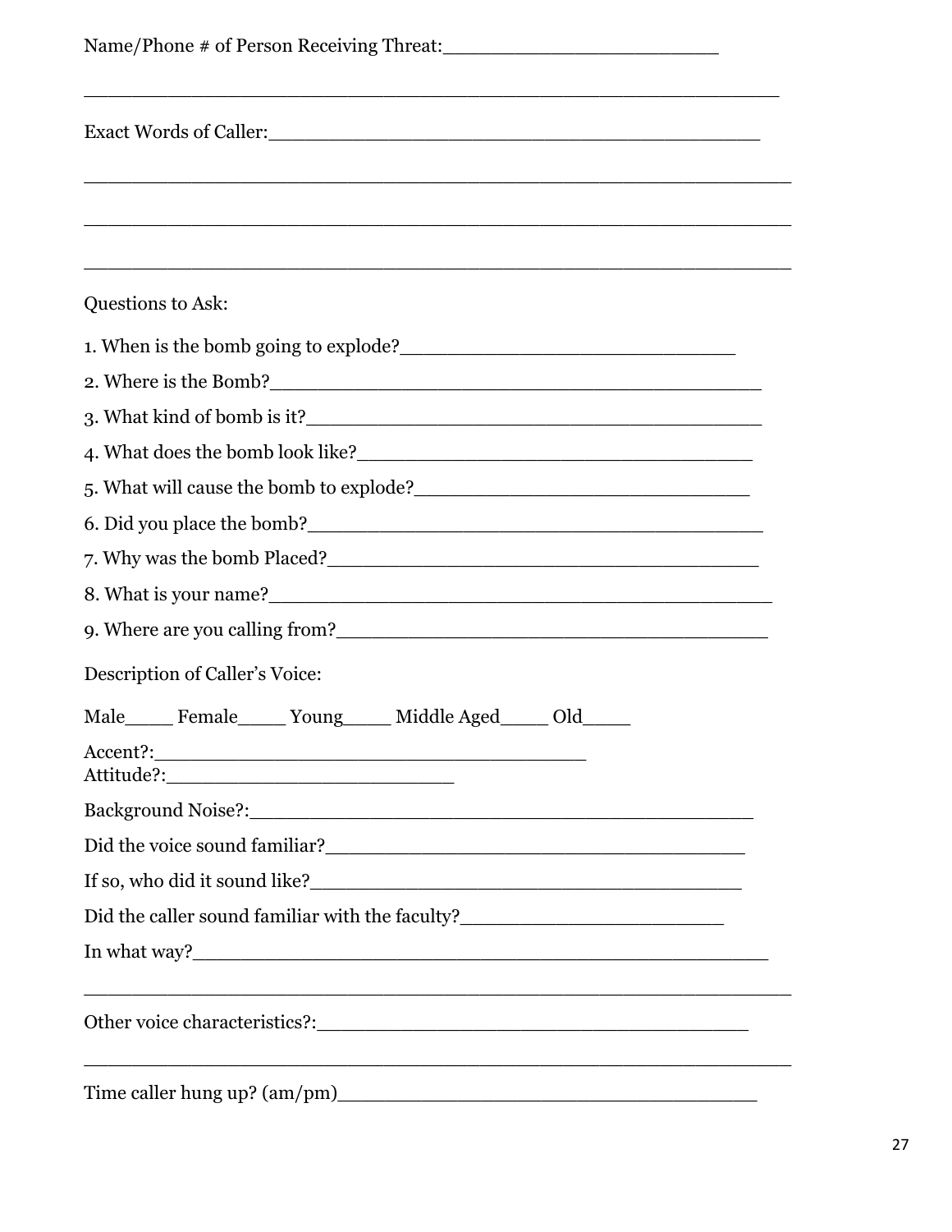Name/Phone # of Person Receiving Threat:_______________________

___________________________________________________________

Exact Words of Caller:_________________________________________

___________________________________________________________

___________________________________________________________

___________________________________________________________

Questions to Ask:

1. When is the bomb going to explode?___________________________
2. Where is the Bomb?________________________________________
3. What kind of bomb is it?____________________________________
4. What does the bomb look like?_________________________________
5. What will cause the bomb to explode?___________________________
6. Did you place the bomb?_____________________________________
7. Why was the bomb Placed?___________________________________
8. What is your name?_________________________________________
9. Where are you calling from?__________________________________

Description of Caller's Voice:

Male____ Female____ Young____ Middle Aged____ Old____

Accent?:____________________________________
Attitude?:_________________________

Background Noise?:___________________________________________

Did the voice sound familiar?___________________________________

If so, who did it sound like?____________________________________

Did the caller sound familiar with the faculty?______________________

In what way?______________________________________________

___________________________________________________________

Other voice characteristics?:____________________________________

___________________________________________________________

Time caller hung up? (am/pm)___________________________________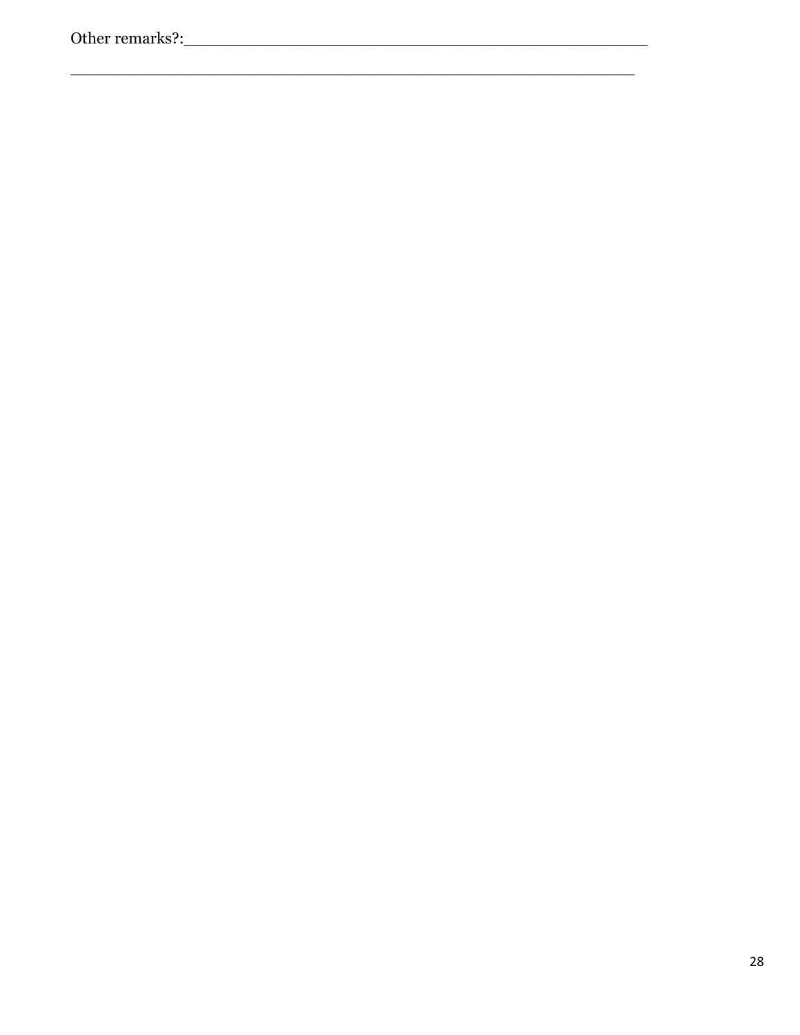Other remarks?:_______________________________________________

______________________________________________________________